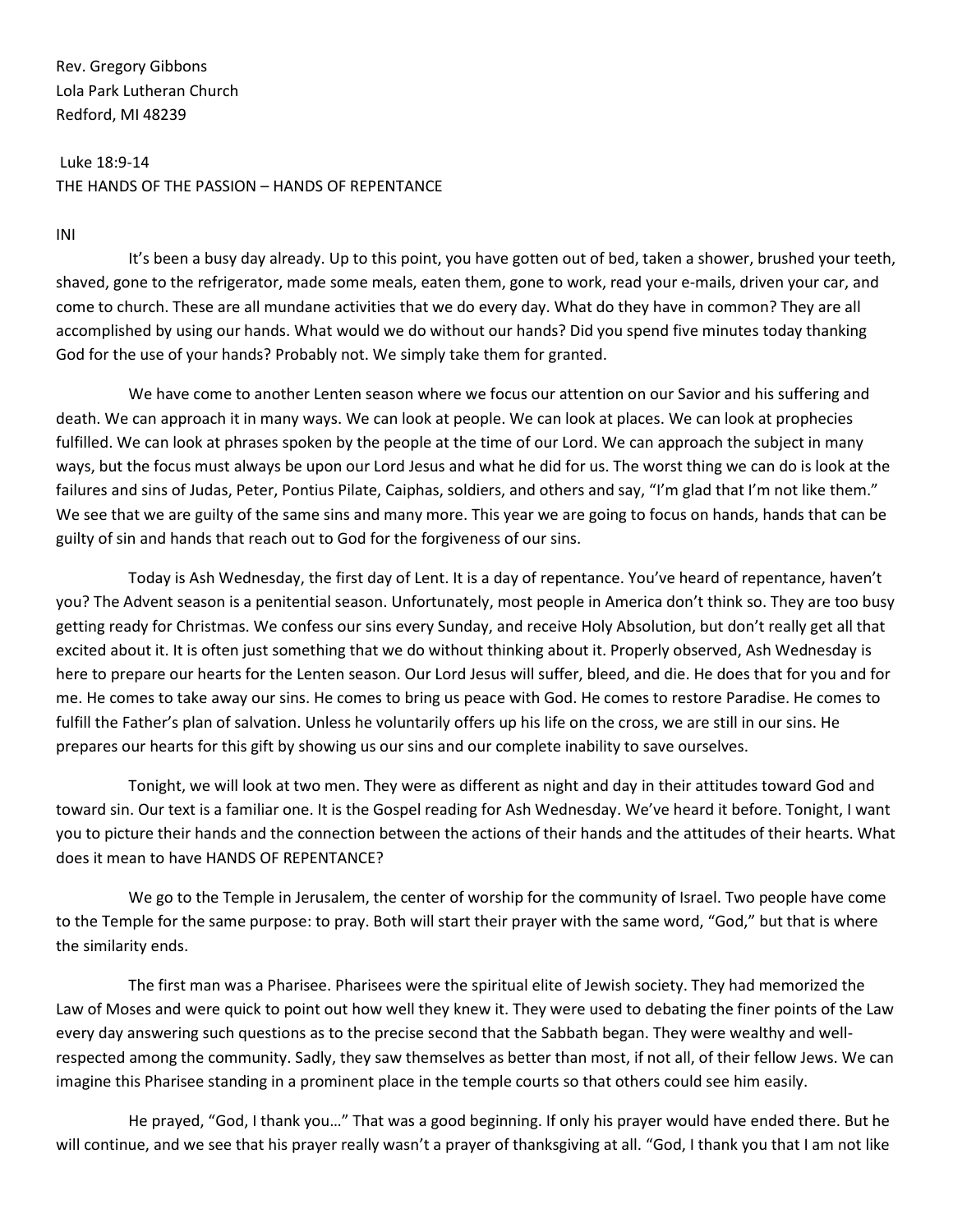Rev. Gregory Gibbons
Lola Park Lutheran Church
Redford, MI 48239

Luke 18:9-14
THE HANDS OF THE PASSION – HANDS OF REPENTANCE

INI

It's been a busy day already. Up to this point, you have gotten out of bed, taken a shower, brushed your teeth, shaved, gone to the refrigerator, made some meals, eaten them, gone to work, read your e-mails, driven your car, and come to church. These are all mundane activities that we do every day. What do they have in common? They are all accomplished by using our hands. What would we do without our hands? Did you spend five minutes today thanking God for the use of your hands? Probably not. We simply take them for granted.

We have come to another Lenten season where we focus our attention on our Savior and his suffering and death. We can approach it in many ways. We can look at people. We can look at places. We can look at prophecies fulfilled. We can look at phrases spoken by the people at the time of our Lord. We can approach the subject in many ways, but the focus must always be upon our Lord Jesus and what he did for us. The worst thing we can do is look at the failures and sins of Judas, Peter, Pontius Pilate, Caiphas, soldiers, and others and say, "I'm glad that I'm not like them." We see that we are guilty of the same sins and many more. This year we are going to focus on hands, hands that can be guilty of sin and hands that reach out to God for the forgiveness of our sins.

Today is Ash Wednesday, the first day of Lent. It is a day of repentance. You've heard of repentance, haven't you? The Advent season is a penitential season. Unfortunately, most people in America don't think so. They are too busy getting ready for Christmas. We confess our sins every Sunday, and receive Holy Absolution, but don't really get all that excited about it. It is often just something that we do without thinking about it. Properly observed, Ash Wednesday is here to prepare our hearts for the Lenten season. Our Lord Jesus will suffer, bleed, and die. He does that for you and for me. He comes to take away our sins. He comes to bring us peace with God. He comes to restore Paradise. He comes to fulfill the Father's plan of salvation. Unless he voluntarily offers up his life on the cross, we are still in our sins. He prepares our hearts for this gift by showing us our sins and our complete inability to save ourselves.

Tonight, we will look at two men. They were as different as night and day in their attitudes toward God and toward sin. Our text is a familiar one. It is the Gospel reading for Ash Wednesday. We've heard it before. Tonight, I want you to picture their hands and the connection between the actions of their hands and the attitudes of their hearts. What does it mean to have HANDS OF REPENTANCE?

We go to the Temple in Jerusalem, the center of worship for the community of Israel. Two people have come to the Temple for the same purpose: to pray. Both will start their prayer with the same word, "God," but that is where the similarity ends.

The first man was a Pharisee. Pharisees were the spiritual elite of Jewish society. They had memorized the Law of Moses and were quick to point out how well they knew it. They were used to debating the finer points of the Law every day answering such questions as to the precise second that the Sabbath began. They were wealthy and well-respected among the community. Sadly, they saw themselves as better than most, if not all, of their fellow Jews. We can imagine this Pharisee standing in a prominent place in the temple courts so that others could see him easily.

He prayed, "God, I thank you…" That was a good beginning. If only his prayer would have ended there. But he will continue, and we see that his prayer really wasn't a prayer of thanksgiving at all. "God, I thank you that I am not like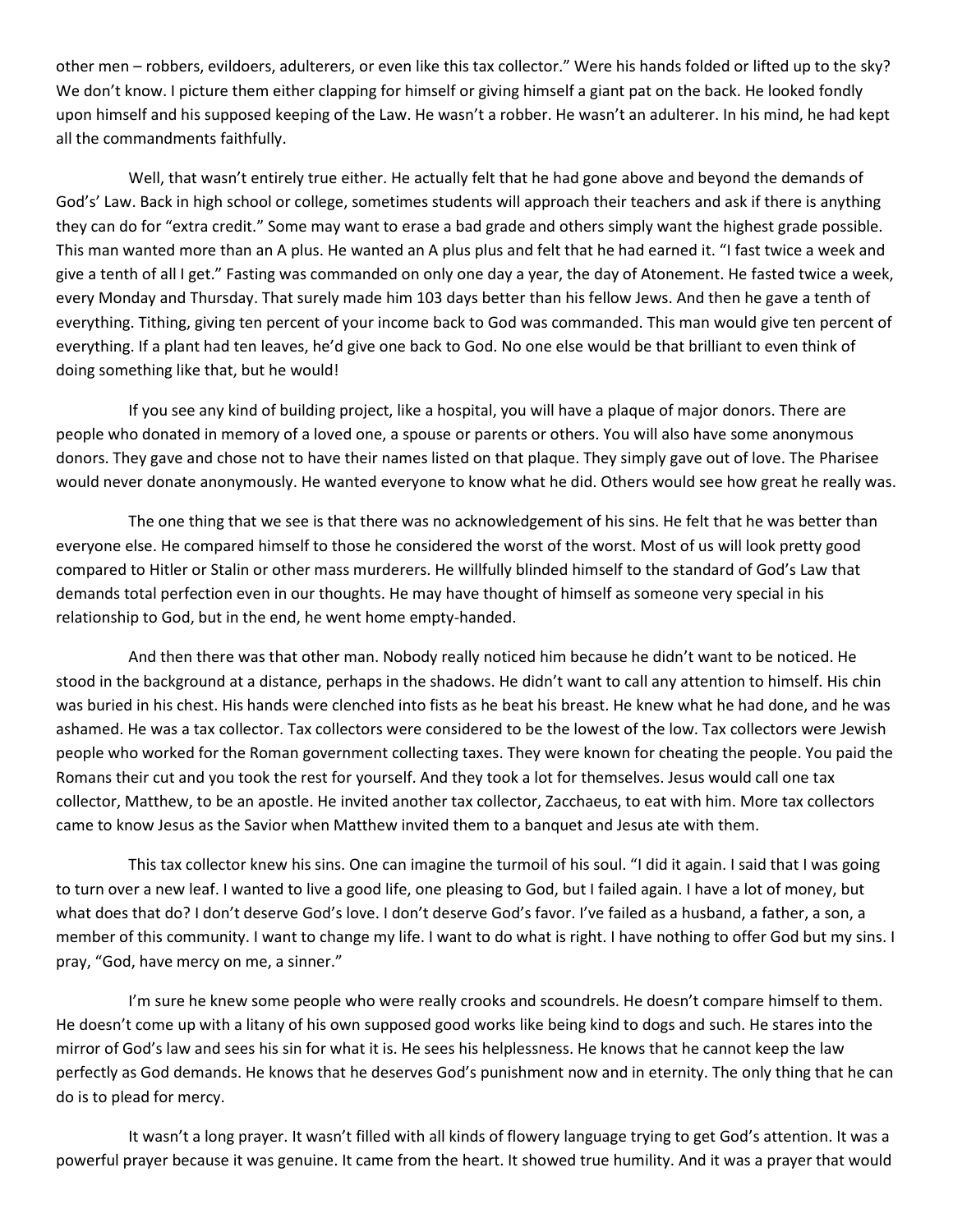other men – robbers, evildoers, adulterers, or even like this tax collector." Were his hands folded or lifted up to the sky? We don't know. I picture them either clapping for himself or giving himself a giant pat on the back. He looked fondly upon himself and his supposed keeping of the Law. He wasn't a robber. He wasn't an adulterer. In his mind, he had kept all the commandments faithfully.

Well, that wasn't entirely true either. He actually felt that he had gone above and beyond the demands of God's' Law. Back in high school or college, sometimes students will approach their teachers and ask if there is anything they can do for "extra credit." Some may want to erase a bad grade and others simply want the highest grade possible. This man wanted more than an A plus. He wanted an A plus plus and felt that he had earned it. "I fast twice a week and give a tenth of all I get." Fasting was commanded on only one day a year, the day of Atonement. He fasted twice a week, every Monday and Thursday. That surely made him 103 days better than his fellow Jews. And then he gave a tenth of everything. Tithing, giving ten percent of your income back to God was commanded. This man would give ten percent of everything. If a plant had ten leaves, he'd give one back to God. No one else would be that brilliant to even think of doing something like that, but he would!

If you see any kind of building project, like a hospital, you will have a plaque of major donors. There are people who donated in memory of a loved one, a spouse or parents or others. You will also have some anonymous donors. They gave and chose not to have their names listed on that plaque. They simply gave out of love. The Pharisee would never donate anonymously. He wanted everyone to know what he did. Others would see how great he really was.

The one thing that we see is that there was no acknowledgement of his sins. He felt that he was better than everyone else. He compared himself to those he considered the worst of the worst. Most of us will look pretty good compared to Hitler or Stalin or other mass murderers. He willfully blinded himself to the standard of God's Law that demands total perfection even in our thoughts. He may have thought of himself as someone very special in his relationship to God, but in the end, he went home empty-handed.

And then there was that other man. Nobody really noticed him because he didn't want to be noticed. He stood in the background at a distance, perhaps in the shadows. He didn't want to call any attention to himself. His chin was buried in his chest. His hands were clenched into fists as he beat his breast. He knew what he had done, and he was ashamed. He was a tax collector. Tax collectors were considered to be the lowest of the low. Tax collectors were Jewish people who worked for the Roman government collecting taxes. They were known for cheating the people. You paid the Romans their cut and you took the rest for yourself. And they took a lot for themselves. Jesus would call one tax collector, Matthew, to be an apostle. He invited another tax collector, Zacchaeus, to eat with him. More tax collectors came to know Jesus as the Savior when Matthew invited them to a banquet and Jesus ate with them.

This tax collector knew his sins. One can imagine the turmoil of his soul. "I did it again. I said that I was going to turn over a new leaf. I wanted to live a good life, one pleasing to God, but I failed again. I have a lot of money, but what does that do? I don't deserve God's love. I don't deserve God's favor. I've failed as a husband, a father, a son, a member of this community. I want to change my life. I want to do what is right. I have nothing to offer God but my sins. I pray, "God, have mercy on me, a sinner."

I'm sure he knew some people who were really crooks and scoundrels. He doesn't compare himself to them. He doesn't come up with a litany of his own supposed good works like being kind to dogs and such. He stares into the mirror of God's law and sees his sin for what it is. He sees his helplessness. He knows that he cannot keep the law perfectly as God demands. He knows that he deserves God's punishment now and in eternity. The only thing that he can do is to plead for mercy.

It wasn't a long prayer. It wasn't filled with all kinds of flowery language trying to get God's attention. It was a powerful prayer because it was genuine. It came from the heart. It showed true humility. And it was a prayer that would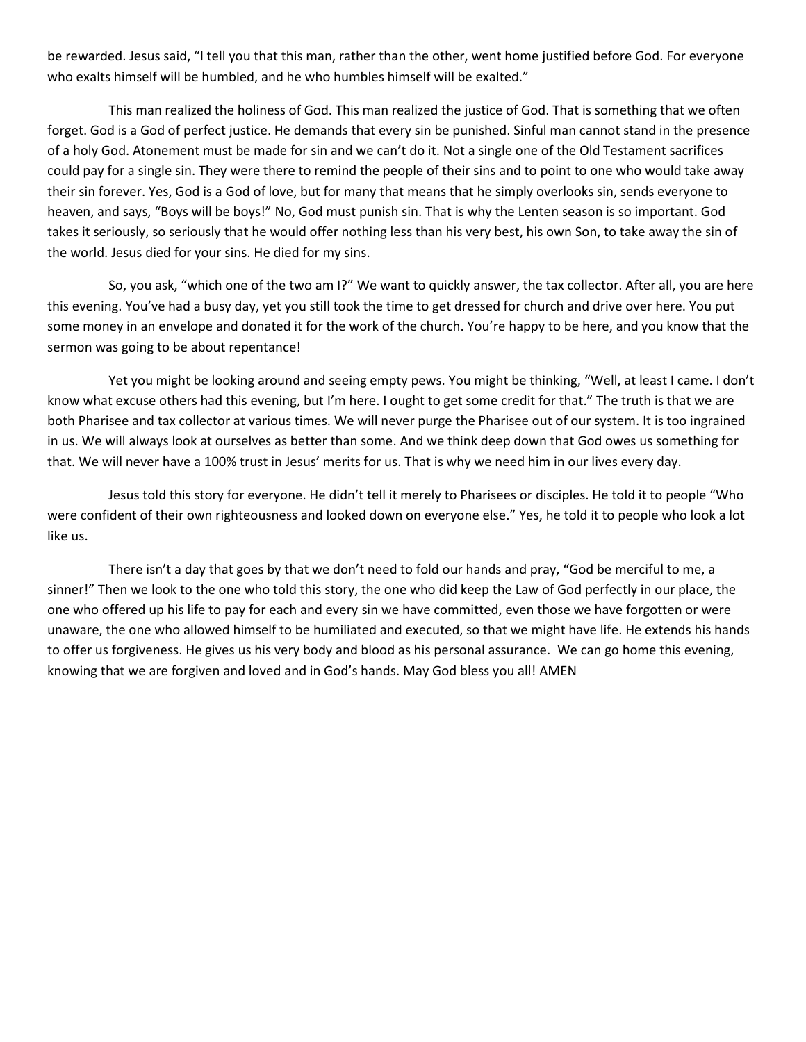be rewarded. Jesus said, "I tell you that this man, rather than the other, went home justified before God. For everyone who exalts himself will be humbled, and he who humbles himself will be exalted."

This man realized the holiness of God. This man realized the justice of God. That is something that we often forget. God is a God of perfect justice. He demands that every sin be punished. Sinful man cannot stand in the presence of a holy God. Atonement must be made for sin and we can't do it. Not a single one of the Old Testament sacrifices could pay for a single sin. They were there to remind the people of their sins and to point to one who would take away their sin forever. Yes, God is a God of love, but for many that means that he simply overlooks sin, sends everyone to heaven, and says, "Boys will be boys!" No, God must punish sin. That is why the Lenten season is so important. God takes it seriously, so seriously that he would offer nothing less than his very best, his own Son, to take away the sin of the world. Jesus died for your sins. He died for my sins.

So, you ask, "which one of the two am I?" We want to quickly answer, the tax collector. After all, you are here this evening. You've had a busy day, yet you still took the time to get dressed for church and drive over here. You put some money in an envelope and donated it for the work of the church. You're happy to be here, and you know that the sermon was going to be about repentance!

Yet you might be looking around and seeing empty pews. You might be thinking, "Well, at least I came. I don't know what excuse others had this evening, but I'm here. I ought to get some credit for that." The truth is that we are both Pharisee and tax collector at various times. We will never purge the Pharisee out of our system. It is too ingrained in us. We will always look at ourselves as better than some. And we think deep down that God owes us something for that. We will never have a 100% trust in Jesus' merits for us. That is why we need him in our lives every day.

Jesus told this story for everyone. He didn't tell it merely to Pharisees or disciples. He told it to people "Who were confident of their own righteousness and looked down on everyone else." Yes, he told it to people who look a lot like us.

There isn't a day that goes by that we don't need to fold our hands and pray, "God be merciful to me, a sinner!" Then we look to the one who told this story, the one who did keep the Law of God perfectly in our place, the one who offered up his life to pay for each and every sin we have committed, even those we have forgotten or were unaware, the one who allowed himself to be humiliated and executed, so that we might have life. He extends his hands to offer us forgiveness. He gives us his very body and blood as his personal assurance. We can go home this evening, knowing that we are forgiven and loved and in God's hands. May God bless you all! AMEN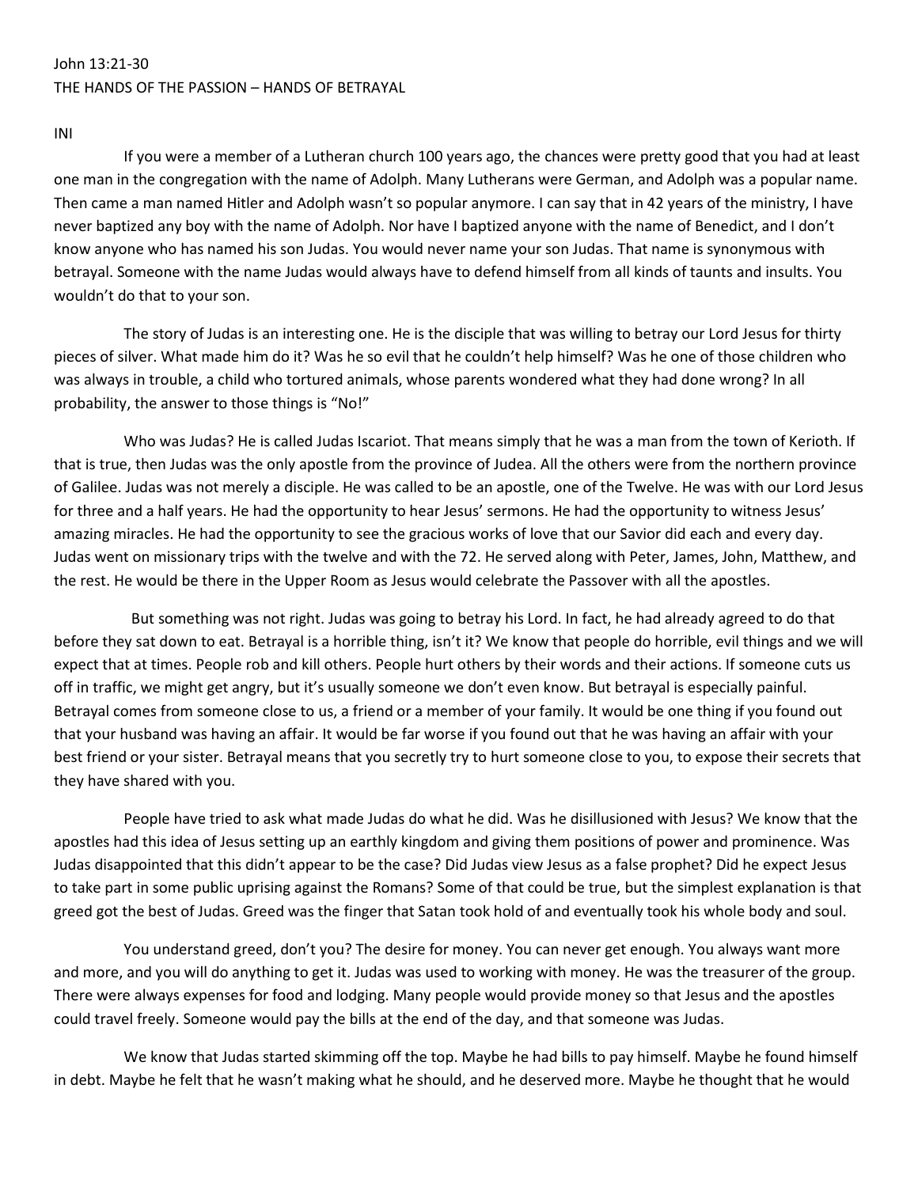John 13:21-30

THE HANDS OF THE PASSION – HANDS OF BETRAYAL

INI

If you were a member of a Lutheran church 100 years ago, the chances were pretty good that you had at least one man in the congregation with the name of Adolph. Many Lutherans were German, and Adolph was a popular name. Then came a man named Hitler and Adolph wasn't so popular anymore. I can say that in 42 years of the ministry, I have never baptized any boy with the name of Adolph. Nor have I baptized anyone with the name of Benedict, and I don't know anyone who has named his son Judas. You would never name your son Judas. That name is synonymous with betrayal. Someone with the name Judas would always have to defend himself from all kinds of taunts and insults. You wouldn't do that to your son.

The story of Judas is an interesting one. He is the disciple that was willing to betray our Lord Jesus for thirty pieces of silver. What made him do it? Was he so evil that he couldn't help himself? Was he one of those children who was always in trouble, a child who tortured animals, whose parents wondered what they had done wrong? In all probability, the answer to those things is "No!"

Who was Judas? He is called Judas Iscariot. That means simply that he was a man from the town of Kerioth. If that is true, then Judas was the only apostle from the province of Judea. All the others were from the northern province of Galilee. Judas was not merely a disciple. He was called to be an apostle, one of the Twelve. He was with our Lord Jesus for three and a half years. He had the opportunity to hear Jesus' sermons. He had the opportunity to witness Jesus' amazing miracles. He had the opportunity to see the gracious works of love that our Savior did each and every day. Judas went on missionary trips with the twelve and with the 72. He served along with Peter, James, John, Matthew, and the rest. He would be there in the Upper Room as Jesus would celebrate the Passover with all the apostles.

But something was not right. Judas was going to betray his Lord. In fact, he had already agreed to do that before they sat down to eat. Betrayal is a horrible thing, isn't it? We know that people do horrible, evil things and we will expect that at times. People rob and kill others. People hurt others by their words and their actions. If someone cuts us off in traffic, we might get angry, but it's usually someone we don't even know. But betrayal is especially painful. Betrayal comes from someone close to us, a friend or a member of your family. It would be one thing if you found out that your husband was having an affair. It would be far worse if you found out that he was having an affair with your best friend or your sister. Betrayal means that you secretly try to hurt someone close to you, to expose their secrets that they have shared with you.

People have tried to ask what made Judas do what he did. Was he disillusioned with Jesus? We know that the apostles had this idea of Jesus setting up an earthly kingdom and giving them positions of power and prominence. Was Judas disappointed that this didn't appear to be the case? Did Judas view Jesus as a false prophet? Did he expect Jesus to take part in some public uprising against the Romans? Some of that could be true, but the simplest explanation is that greed got the best of Judas. Greed was the finger that Satan took hold of and eventually took his whole body and soul.

You understand greed, don't you? The desire for money. You can never get enough. You always want more and more, and you will do anything to get it. Judas was used to working with money. He was the treasurer of the group. There were always expenses for food and lodging. Many people would provide money so that Jesus and the apostles could travel freely. Someone would pay the bills at the end of the day, and that someone was Judas.

We know that Judas started skimming off the top. Maybe he had bills to pay himself. Maybe he found himself in debt. Maybe he felt that he wasn't making what he should, and he deserved more. Maybe he thought that he would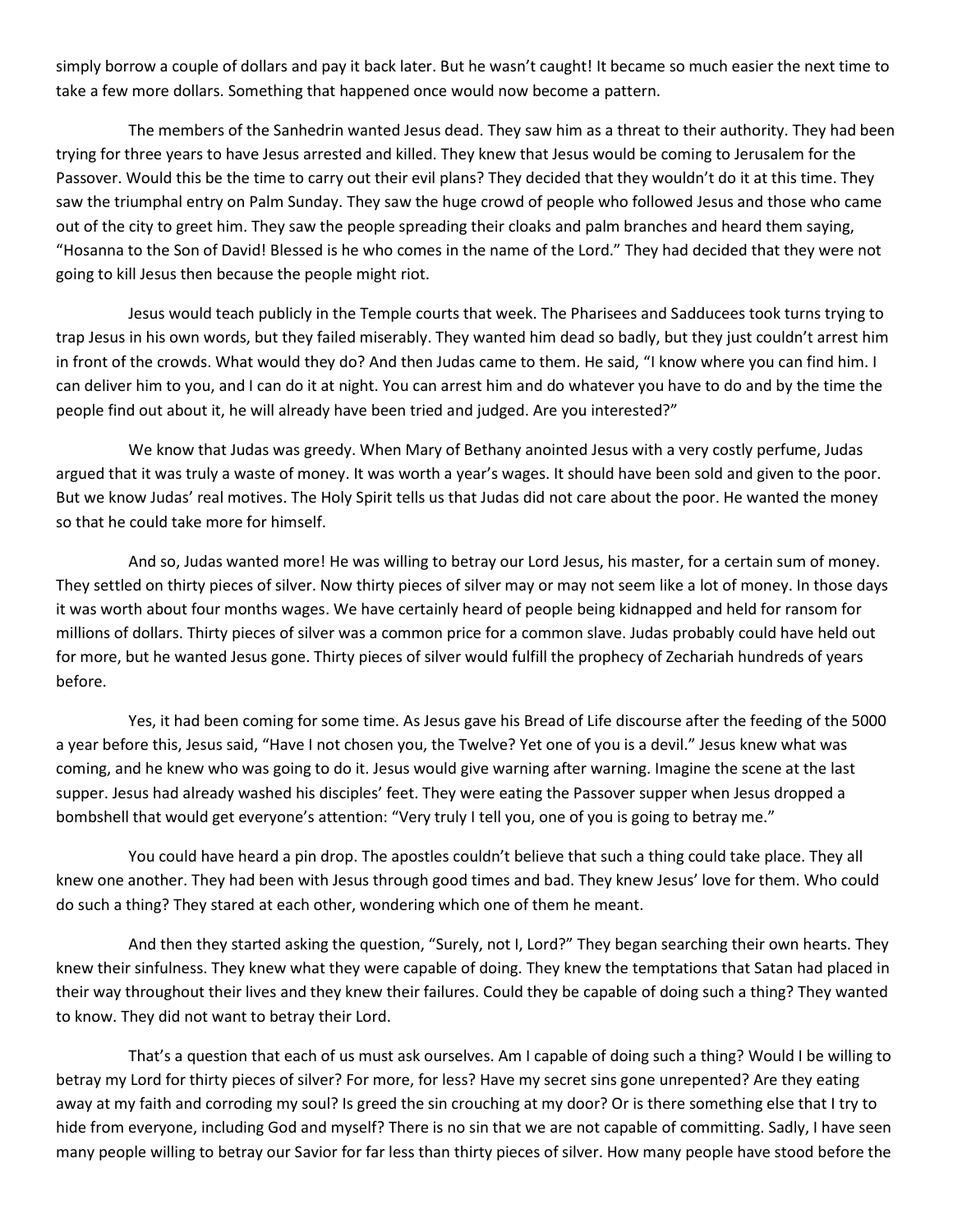simply borrow a couple of dollars and pay it back later. But he wasn't caught! It became so much easier the next time to take a few more dollars. Something that happened once would now become a pattern.

The members of the Sanhedrin wanted Jesus dead. They saw him as a threat to their authority. They had been trying for three years to have Jesus arrested and killed. They knew that Jesus would be coming to Jerusalem for the Passover. Would this be the time to carry out their evil plans? They decided that they wouldn't do it at this time. They saw the triumphal entry on Palm Sunday. They saw the huge crowd of people who followed Jesus and those who came out of the city to greet him. They saw the people spreading their cloaks and palm branches and heard them saying, "Hosanna to the Son of David! Blessed is he who comes in the name of the Lord." They had decided that they were not going to kill Jesus then because the people might riot.

Jesus would teach publicly in the Temple courts that week. The Pharisees and Sadducees took turns trying to trap Jesus in his own words, but they failed miserably. They wanted him dead so badly, but they just couldn't arrest him in front of the crowds. What would they do? And then Judas came to them. He said, "I know where you can find him. I can deliver him to you, and I can do it at night. You can arrest him and do whatever you have to do and by the time the people find out about it, he will already have been tried and judged. Are you interested?"

We know that Judas was greedy. When Mary of Bethany anointed Jesus with a very costly perfume, Judas argued that it was truly a waste of money. It was worth a year's wages. It should have been sold and given to the poor. But we know Judas' real motives. The Holy Spirit tells us that Judas did not care about the poor. He wanted the money so that he could take more for himself.

And so, Judas wanted more! He was willing to betray our Lord Jesus, his master, for a certain sum of money. They settled on thirty pieces of silver. Now thirty pieces of silver may or may not seem like a lot of money. In those days it was worth about four months wages. We have certainly heard of people being kidnapped and held for ransom for millions of dollars. Thirty pieces of silver was a common price for a common slave. Judas probably could have held out for more, but he wanted Jesus gone. Thirty pieces of silver would fulfill the prophecy of Zechariah hundreds of years before.

Yes, it had been coming for some time. As Jesus gave his Bread of Life discourse after the feeding of the 5000 a year before this, Jesus said, "Have I not chosen you, the Twelve? Yet one of you is a devil." Jesus knew what was coming, and he knew who was going to do it. Jesus would give warning after warning. Imagine the scene at the last supper. Jesus had already washed his disciples' feet. They were eating the Passover supper when Jesus dropped a bombshell that would get everyone's attention: "Very truly I tell you, one of you is going to betray me."

You could have heard a pin drop. The apostles couldn't believe that such a thing could take place. They all knew one another. They had been with Jesus through good times and bad. They knew Jesus' love for them. Who could do such a thing? They stared at each other, wondering which one of them he meant.

And then they started asking the question, "Surely, not I, Lord?" They began searching their own hearts. They knew their sinfulness. They knew what they were capable of doing. They knew the temptations that Satan had placed in their way throughout their lives and they knew their failures. Could they be capable of doing such a thing? They wanted to know. They did not want to betray their Lord.

That's a question that each of us must ask ourselves. Am I capable of doing such a thing? Would I be willing to betray my Lord for thirty pieces of silver? For more, for less? Have my secret sins gone unrepented? Are they eating away at my faith and corroding my soul? Is greed the sin crouching at my door? Or is there something else that I try to hide from everyone, including God and myself? There is no sin that we are not capable of committing. Sadly, I have seen many people willing to betray our Savior for far less than thirty pieces of silver. How many people have stood before the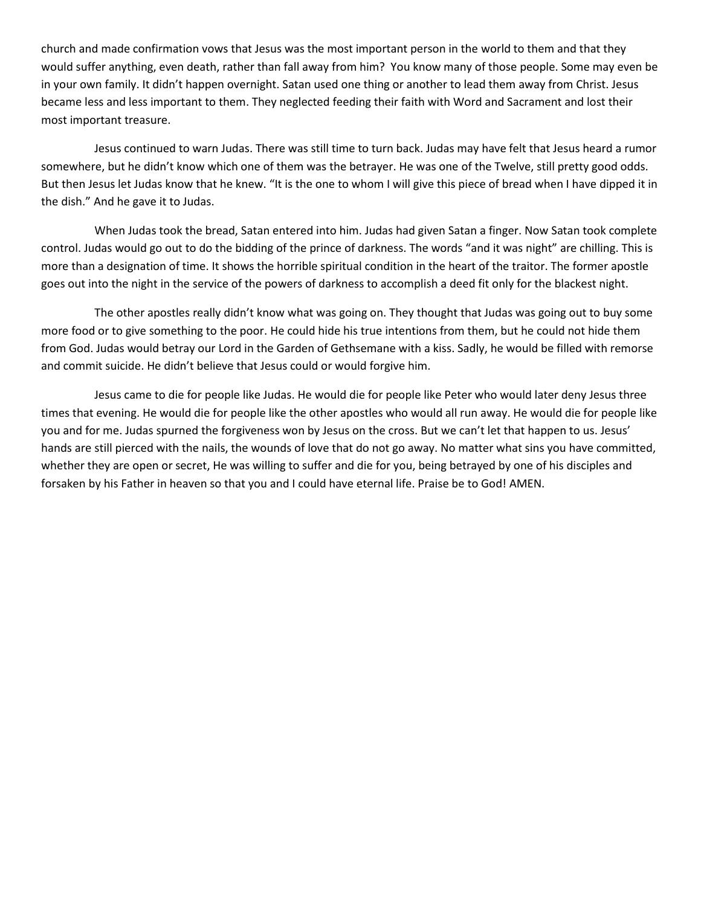church and made confirmation vows that Jesus was the most important person in the world to them and that they would suffer anything, even death, rather than fall away from him? You know many of those people. Some may even be in your own family. It didn't happen overnight. Satan used one thing or another to lead them away from Christ. Jesus became less and less important to them. They neglected feeding their faith with Word and Sacrament and lost their most important treasure.

Jesus continued to warn Judas. There was still time to turn back. Judas may have felt that Jesus heard a rumor somewhere, but he didn't know which one of them was the betrayer. He was one of the Twelve, still pretty good odds. But then Jesus let Judas know that he knew. "It is the one to whom I will give this piece of bread when I have dipped it in the dish." And he gave it to Judas.

When Judas took the bread, Satan entered into him. Judas had given Satan a finger. Now Satan took complete control. Judas would go out to do the bidding of the prince of darkness. The words "and it was night" are chilling. This is more than a designation of time. It shows the horrible spiritual condition in the heart of the traitor. The former apostle goes out into the night in the service of the powers of darkness to accomplish a deed fit only for the blackest night.

The other apostles really didn't know what was going on. They thought that Judas was going out to buy some more food or to give something to the poor. He could hide his true intentions from them, but he could not hide them from God. Judas would betray our Lord in the Garden of Gethsemane with a kiss. Sadly, he would be filled with remorse and commit suicide. He didn't believe that Jesus could or would forgive him.

Jesus came to die for people like Judas. He would die for people like Peter who would later deny Jesus three times that evening. He would die for people like the other apostles who would all run away. He would die for people like you and for me. Judas spurned the forgiveness won by Jesus on the cross. But we can't let that happen to us. Jesus' hands are still pierced with the nails, the wounds of love that do not go away. No matter what sins you have committed, whether they are open or secret, He was willing to suffer and die for you, being betrayed by one of his disciples and forsaken by his Father in heaven so that you and I could have eternal life. Praise be to God! AMEN.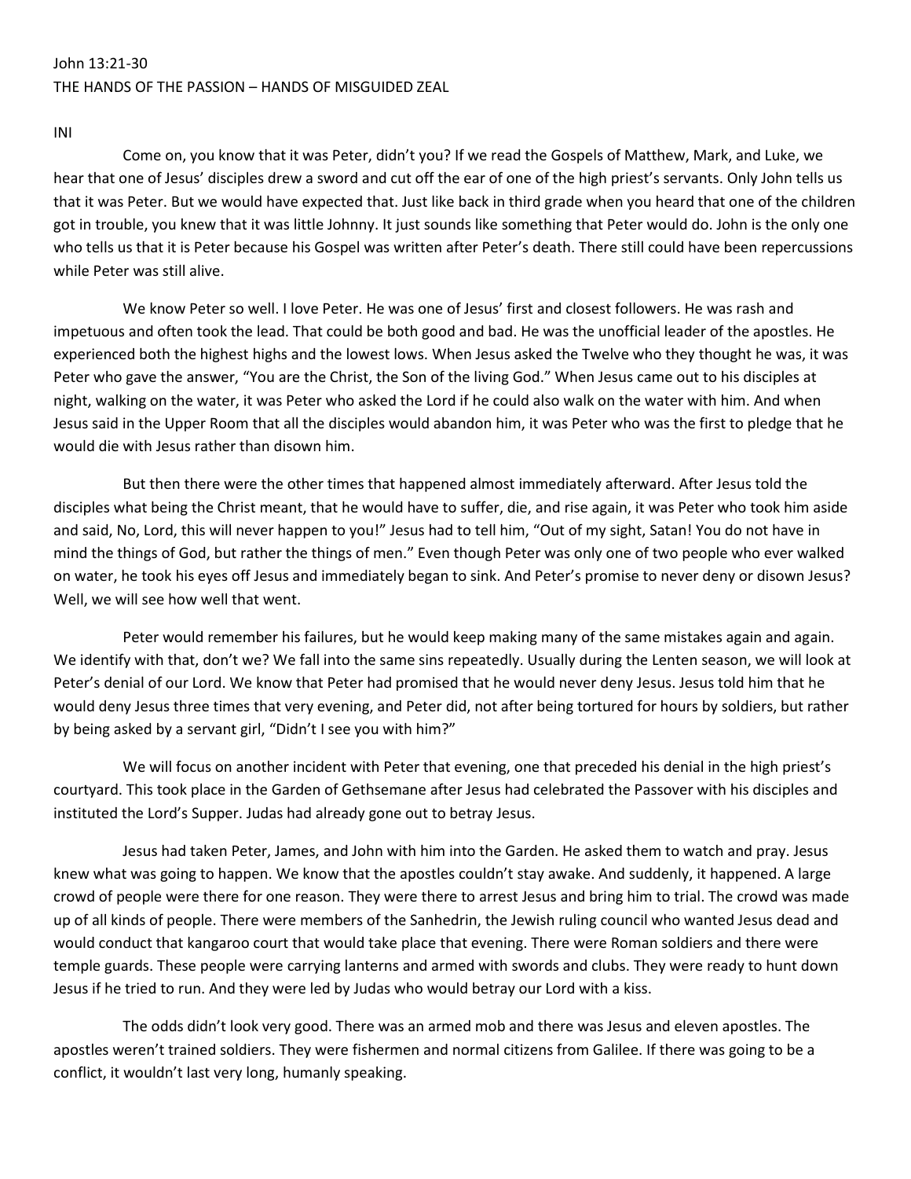John 13:21-30

THE HANDS OF THE PASSION – HANDS OF MISGUIDED ZEAL

INI

Come on, you know that it was Peter, didn't you? If we read the Gospels of Matthew, Mark, and Luke, we hear that one of Jesus' disciples drew a sword and cut off the ear of one of the high priest's servants. Only John tells us that it was Peter. But we would have expected that. Just like back in third grade when you heard that one of the children got in trouble, you knew that it was little Johnny. It just sounds like something that Peter would do. John is the only one who tells us that it is Peter because his Gospel was written after Peter's death. There still could have been repercussions while Peter was still alive.

We know Peter so well. I love Peter. He was one of Jesus' first and closest followers. He was rash and impetuous and often took the lead. That could be both good and bad. He was the unofficial leader of the apostles. He experienced both the highest highs and the lowest lows. When Jesus asked the Twelve who they thought he was, it was Peter who gave the answer, "You are the Christ, the Son of the living God." When Jesus came out to his disciples at night, walking on the water, it was Peter who asked the Lord if he could also walk on the water with him. And when Jesus said in the Upper Room that all the disciples would abandon him, it was Peter who was the first to pledge that he would die with Jesus rather than disown him.

But then there were the other times that happened almost immediately afterward. After Jesus told the disciples what being the Christ meant, that he would have to suffer, die, and rise again, it was Peter who took him aside and said, No, Lord, this will never happen to you!" Jesus had to tell him, "Out of my sight, Satan! You do not have in mind the things of God, but rather the things of men." Even though Peter was only one of two people who ever walked on water, he took his eyes off Jesus and immediately began to sink. And Peter's promise to never deny or disown Jesus? Well, we will see how well that went.

Peter would remember his failures, but he would keep making many of the same mistakes again and again. We identify with that, don't we? We fall into the same sins repeatedly. Usually during the Lenten season, we will look at Peter's denial of our Lord. We know that Peter had promised that he would never deny Jesus. Jesus told him that he would deny Jesus three times that very evening, and Peter did, not after being tortured for hours by soldiers, but rather by being asked by a servant girl, "Didn't I see you with him?"

We will focus on another incident with Peter that evening, one that preceded his denial in the high priest's courtyard. This took place in the Garden of Gethsemane after Jesus had celebrated the Passover with his disciples and instituted the Lord's Supper. Judas had already gone out to betray Jesus.

Jesus had taken Peter, James, and John with him into the Garden. He asked them to watch and pray. Jesus knew what was going to happen. We know that the apostles couldn't stay awake. And suddenly, it happened. A large crowd of people were there for one reason. They were there to arrest Jesus and bring him to trial. The crowd was made up of all kinds of people. There were members of the Sanhedrin, the Jewish ruling council who wanted Jesus dead and would conduct that kangaroo court that would take place that evening. There were Roman soldiers and there were temple guards. These people were carrying lanterns and armed with swords and clubs. They were ready to hunt down Jesus if he tried to run. And they were led by Judas who would betray our Lord with a kiss.

The odds didn't look very good. There was an armed mob and there was Jesus and eleven apostles. The apostles weren't trained soldiers. They were fishermen and normal citizens from Galilee. If there was going to be a conflict, it wouldn't last very long, humanly speaking.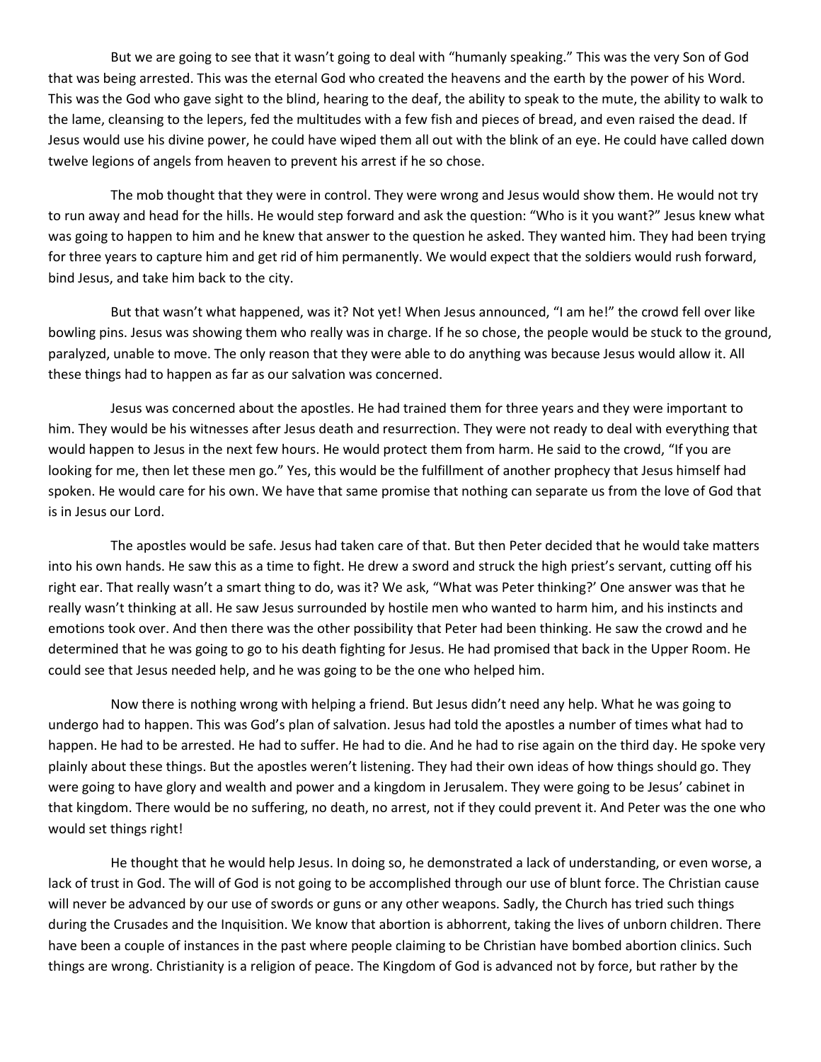But we are going to see that it wasn't going to deal with "humanly speaking." This was the very Son of God that was being arrested. This was the eternal God who created the heavens and the earth by the power of his Word. This was the God who gave sight to the blind, hearing to the deaf, the ability to speak to the mute, the ability to walk to the lame, cleansing to the lepers, fed the multitudes with a few fish and pieces of bread, and even raised the dead. If Jesus would use his divine power, he could have wiped them all out with the blink of an eye. He could have called down twelve legions of angels from heaven to prevent his arrest if he so chose.

The mob thought that they were in control. They were wrong and Jesus would show them. He would not try to run away and head for the hills. He would step forward and ask the question: "Who is it you want?" Jesus knew what was going to happen to him and he knew that answer to the question he asked. They wanted him. They had been trying for three years to capture him and get rid of him permanently. We would expect that the soldiers would rush forward, bind Jesus, and take him back to the city.

But that wasn't what happened, was it? Not yet! When Jesus announced, "I am he!" the crowd fell over like bowling pins. Jesus was showing them who really was in charge. If he so chose, the people would be stuck to the ground, paralyzed, unable to move. The only reason that they were able to do anything was because Jesus would allow it. All these things had to happen as far as our salvation was concerned.

Jesus was concerned about the apostles. He had trained them for three years and they were important to him. They would be his witnesses after Jesus death and resurrection. They were not ready to deal with everything that would happen to Jesus in the next few hours. He would protect them from harm. He said to the crowd, "If you are looking for me, then let these men go." Yes, this would be the fulfillment of another prophecy that Jesus himself had spoken. He would care for his own. We have that same promise that nothing can separate us from the love of God that is in Jesus our Lord.

The apostles would be safe. Jesus had taken care of that. But then Peter decided that he would take matters into his own hands. He saw this as a time to fight. He drew a sword and struck the high priest's servant, cutting off his right ear. That really wasn't a smart thing to do, was it? We ask, "What was Peter thinking?' One answer was that he really wasn't thinking at all. He saw Jesus surrounded by hostile men who wanted to harm him, and his instincts and emotions took over. And then there was the other possibility that Peter had been thinking. He saw the crowd and he determined that he was going to go to his death fighting for Jesus. He had promised that back in the Upper Room. He could see that Jesus needed help, and he was going to be the one who helped him.

Now there is nothing wrong with helping a friend. But Jesus didn't need any help. What he was going to undergo had to happen. This was God's plan of salvation. Jesus had told the apostles a number of times what had to happen. He had to be arrested. He had to suffer. He had to die. And he had to rise again on the third day. He spoke very plainly about these things. But the apostles weren't listening. They had their own ideas of how things should go. They were going to have glory and wealth and power and a kingdom in Jerusalem. They were going to be Jesus' cabinet in that kingdom. There would be no suffering, no death, no arrest, not if they could prevent it. And Peter was the one who would set things right!

He thought that he would help Jesus. In doing so, he demonstrated a lack of understanding, or even worse, a lack of trust in God. The will of God is not going to be accomplished through our use of blunt force. The Christian cause will never be advanced by our use of swords or guns or any other weapons. Sadly, the Church has tried such things during the Crusades and the Inquisition. We know that abortion is abhorrent, taking the lives of unborn children. There have been a couple of instances in the past where people claiming to be Christian have bombed abortion clinics. Such things are wrong. Christianity is a religion of peace. The Kingdom of God is advanced not by force, but rather by the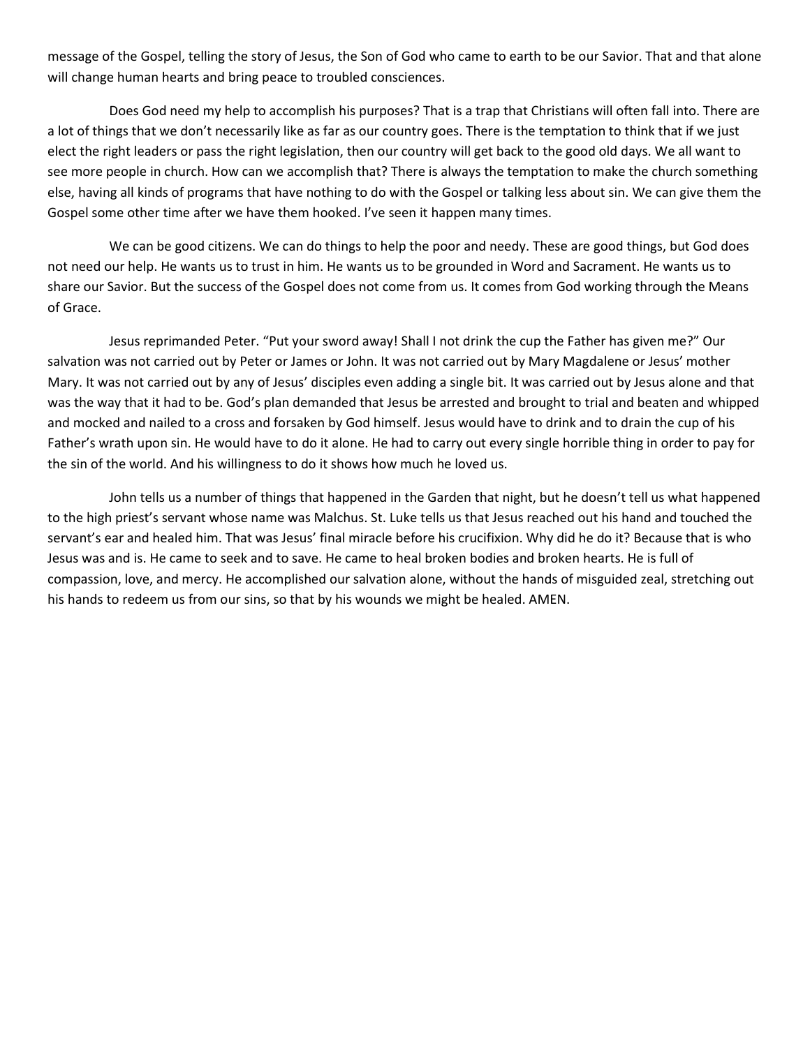message of the Gospel, telling the story of Jesus, the Son of God who came to earth to be our Savior. That and that alone will change human hearts and bring peace to troubled consciences.

Does God need my help to accomplish his purposes? That is a trap that Christians will often fall into. There are a lot of things that we don't necessarily like as far as our country goes. There is the temptation to think that if we just elect the right leaders or pass the right legislation, then our country will get back to the good old days. We all want to see more people in church. How can we accomplish that? There is always the temptation to make the church something else, having all kinds of programs that have nothing to do with the Gospel or talking less about sin. We can give them the Gospel some other time after we have them hooked. I've seen it happen many times.

We can be good citizens. We can do things to help the poor and needy. These are good things, but God does not need our help. He wants us to trust in him. He wants us to be grounded in Word and Sacrament. He wants us to share our Savior. But the success of the Gospel does not come from us. It comes from God working through the Means of Grace.

Jesus reprimanded Peter. "Put your sword away! Shall I not drink the cup the Father has given me?" Our salvation was not carried out by Peter or James or John. It was not carried out by Mary Magdalene or Jesus' mother Mary. It was not carried out by any of Jesus' disciples even adding a single bit. It was carried out by Jesus alone and that was the way that it had to be. God's plan demanded that Jesus be arrested and brought to trial and beaten and whipped and mocked and nailed to a cross and forsaken by God himself. Jesus would have to drink and to drain the cup of his Father's wrath upon sin. He would have to do it alone. He had to carry out every single horrible thing in order to pay for the sin of the world. And his willingness to do it shows how much he loved us.

John tells us a number of things that happened in the Garden that night, but he doesn't tell us what happened to the high priest's servant whose name was Malchus. St. Luke tells us that Jesus reached out his hand and touched the servant's ear and healed him. That was Jesus' final miracle before his crucifixion. Why did he do it? Because that is who Jesus was and is. He came to seek and to save. He came to heal broken bodies and broken hearts. He is full of compassion, love, and mercy. He accomplished our salvation alone, without the hands of misguided zeal, stretching out his hands to redeem us from our sins, so that by his wounds we might be healed. AMEN.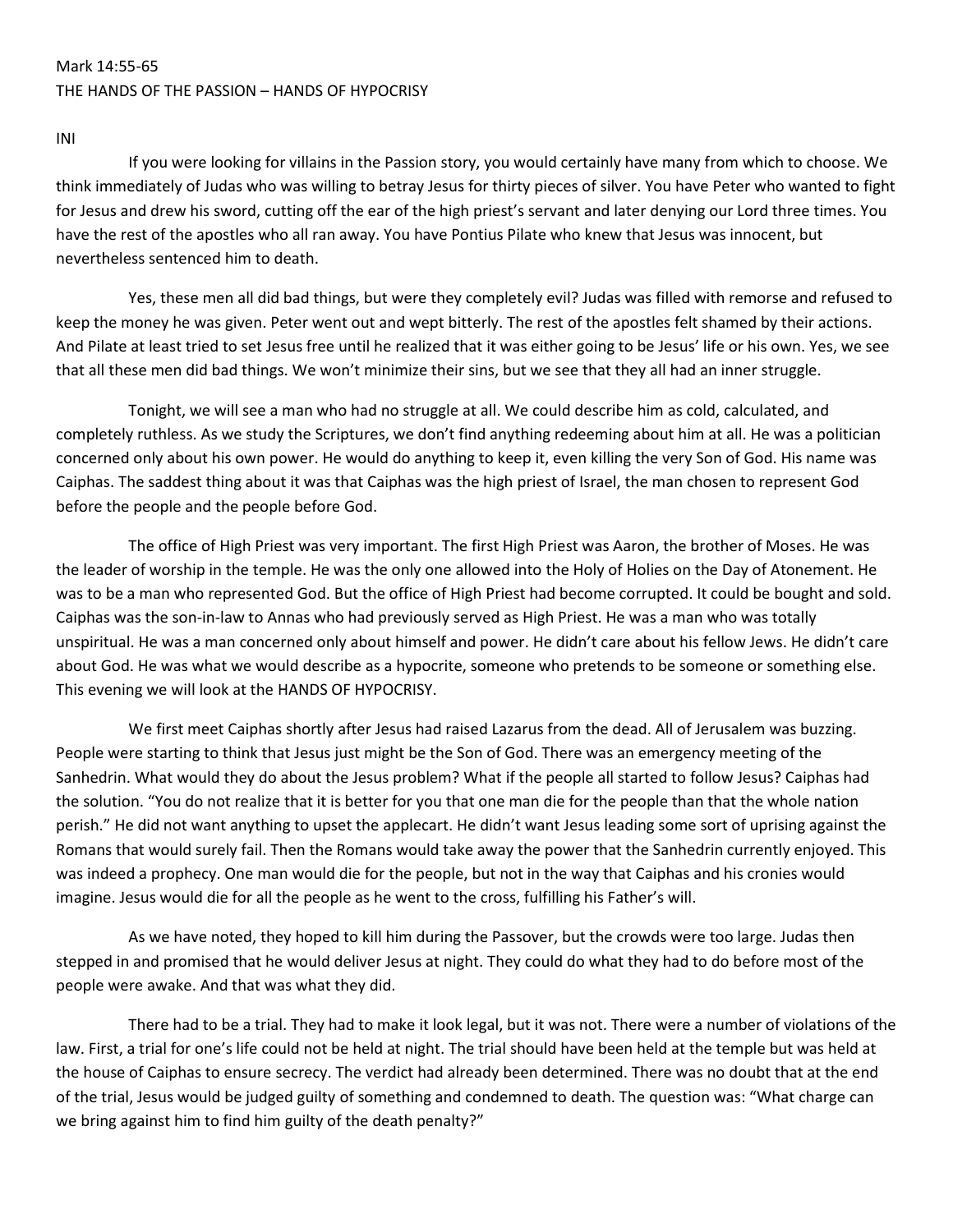Mark 14:55-65

THE HANDS OF THE PASSION – HANDS OF HYPOCRISY

INI

If you were looking for villains in the Passion story, you would certainly have many from which to choose. We think immediately of Judas who was willing to betray Jesus for thirty pieces of silver. You have Peter who wanted to fight for Jesus and drew his sword, cutting off the ear of the high priest's servant and later denying our Lord three times. You have the rest of the apostles who all ran away. You have Pontius Pilate who knew that Jesus was innocent, but nevertheless sentenced him to death.

Yes, these men all did bad things, but were they completely evil? Judas was filled with remorse and refused to keep the money he was given. Peter went out and wept bitterly. The rest of the apostles felt shamed by their actions. And Pilate at least tried to set Jesus free until he realized that it was either going to be Jesus' life or his own. Yes, we see that all these men did bad things. We won't minimize their sins, but we see that they all had an inner struggle.

Tonight, we will see a man who had no struggle at all. We could describe him as cold, calculated, and completely ruthless. As we study the Scriptures, we don't find anything redeeming about him at all. He was a politician concerned only about his own power. He would do anything to keep it, even killing the very Son of God. His name was Caiphas. The saddest thing about it was that Caiphas was the high priest of Israel, the man chosen to represent God before the people and the people before God.

The office of High Priest was very important. The first High Priest was Aaron, the brother of Moses. He was the leader of worship in the temple. He was the only one allowed into the Holy of Holies on the Day of Atonement. He was to be a man who represented God. But the office of High Priest had become corrupted. It could be bought and sold. Caiphas was the son-in-law to Annas who had previously served as High Priest. He was a man who was totally unspiritual. He was a man concerned only about himself and power. He didn't care about his fellow Jews. He didn't care about God. He was what we would describe as a hypocrite, someone who pretends to be someone or something else. This evening we will look at the HANDS OF HYPOCRISY.

We first meet Caiphas shortly after Jesus had raised Lazarus from the dead. All of Jerusalem was buzzing. People were starting to think that Jesus just might be the Son of God. There was an emergency meeting of the Sanhedrin. What would they do about the Jesus problem? What if the people all started to follow Jesus? Caiphas had the solution. "You do not realize that it is better for you that one man die for the people than that the whole nation perish." He did not want anything to upset the applecart. He didn't want Jesus leading some sort of uprising against the Romans that would surely fail. Then the Romans would take away the power that the Sanhedrin currently enjoyed. This was indeed a prophecy. One man would die for the people, but not in the way that Caiphas and his cronies would imagine. Jesus would die for all the people as he went to the cross, fulfilling his Father's will.

As we have noted, they hoped to kill him during the Passover, but the crowds were too large. Judas then stepped in and promised that he would deliver Jesus at night. They could do what they had to do before most of the people were awake. And that was what they did.

There had to be a trial. They had to make it look legal, but it was not. There were a number of violations of the law. First, a trial for one's life could not be held at night. The trial should have been held at the temple but was held at the house of Caiphas to ensure secrecy. The verdict had already been determined. There was no doubt that at the end of the trial, Jesus would be judged guilty of something and condemned to death. The question was: "What charge can we bring against him to find him guilty of the death penalty?"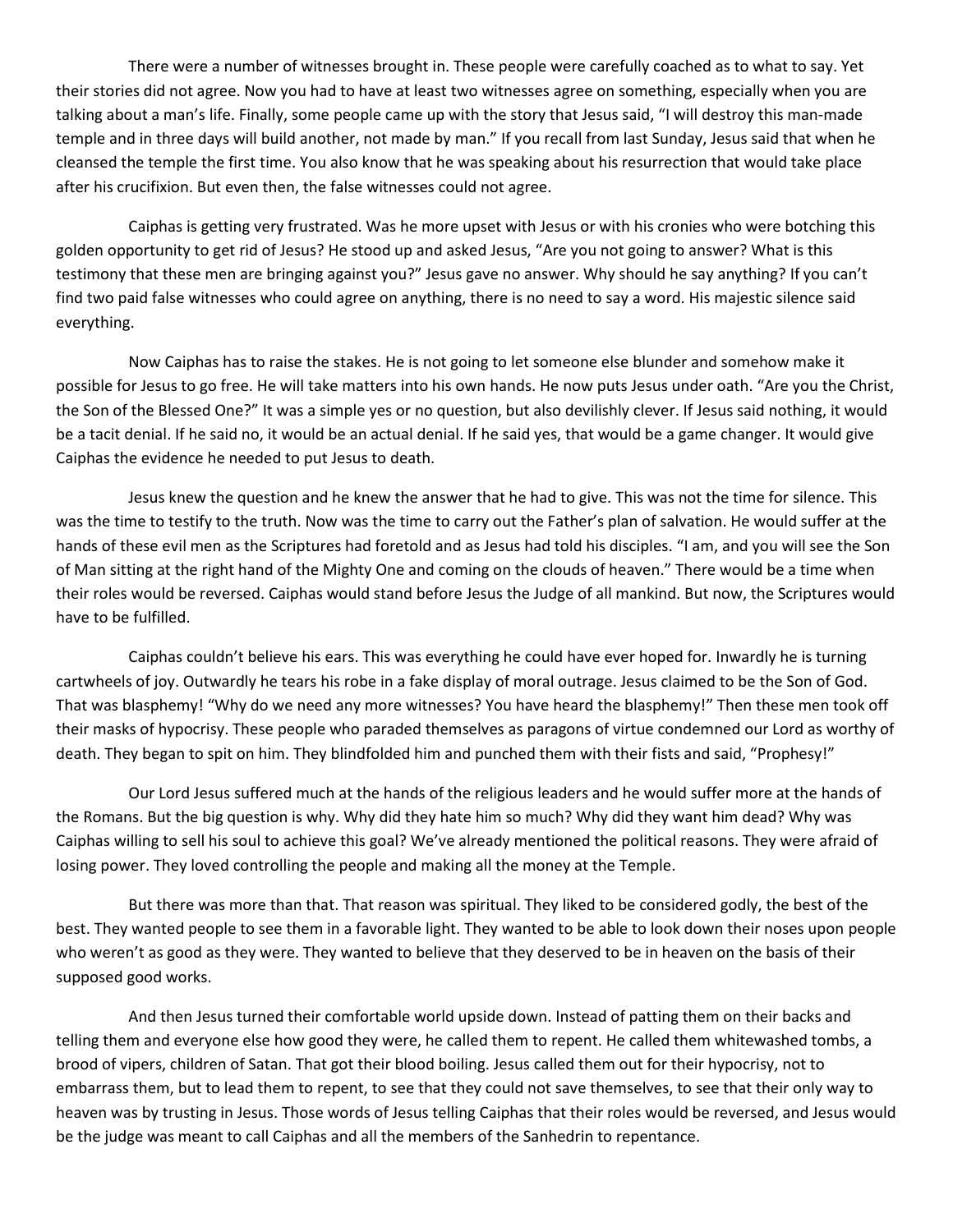There were a number of witnesses brought in. These people were carefully coached as to what to say. Yet their stories did not agree. Now you had to have at least two witnesses agree on something, especially when you are talking about a man's life. Finally, some people came up with the story that Jesus said, "I will destroy this man-made temple and in three days will build another, not made by man." If you recall from last Sunday, Jesus said that when he cleansed the temple the first time. You also know that he was speaking about his resurrection that would take place after his crucifixion. But even then, the false witnesses could not agree.

Caiphas is getting very frustrated. Was he more upset with Jesus or with his cronies who were botching this golden opportunity to get rid of Jesus? He stood up and asked Jesus, "Are you not going to answer? What is this testimony that these men are bringing against you?" Jesus gave no answer. Why should he say anything? If you can't find two paid false witnesses who could agree on anything, there is no need to say a word. His majestic silence said everything.

Now Caiphas has to raise the stakes. He is not going to let someone else blunder and somehow make it possible for Jesus to go free. He will take matters into his own hands. He now puts Jesus under oath. "Are you the Christ, the Son of the Blessed One?" It was a simple yes or no question, but also devilishly clever. If Jesus said nothing, it would be a tacit denial. If he said no, it would be an actual denial. If he said yes, that would be a game changer. It would give Caiphas the evidence he needed to put Jesus to death.

Jesus knew the question and he knew the answer that he had to give. This was not the time for silence. This was the time to testify to the truth. Now was the time to carry out the Father's plan of salvation. He would suffer at the hands of these evil men as the Scriptures had foretold and as Jesus had told his disciples. "I am, and you will see the Son of Man sitting at the right hand of the Mighty One and coming on the clouds of heaven." There would be a time when their roles would be reversed. Caiphas would stand before Jesus the Judge of all mankind. But now, the Scriptures would have to be fulfilled.

Caiphas couldn't believe his ears. This was everything he could have ever hoped for. Inwardly he is turning cartwheels of joy. Outwardly he tears his robe in a fake display of moral outrage. Jesus claimed to be the Son of God. That was blasphemy! "Why do we need any more witnesses? You have heard the blasphemy!" Then these men took off their masks of hypocrisy. These people who paraded themselves as paragons of virtue condemned our Lord as worthy of death. They began to spit on him. They blindfolded him and punched them with their fists and said, "Prophesy!"

Our Lord Jesus suffered much at the hands of the religious leaders and he would suffer more at the hands of the Romans. But the big question is why. Why did they hate him so much? Why did they want him dead? Why was Caiphas willing to sell his soul to achieve this goal? We've already mentioned the political reasons. They were afraid of losing power. They loved controlling the people and making all the money at the Temple.

But there was more than that. That reason was spiritual. They liked to be considered godly, the best of the best. They wanted people to see them in a favorable light. They wanted to be able to look down their noses upon people who weren't as good as they were. They wanted to believe that they deserved to be in heaven on the basis of their supposed good works.

And then Jesus turned their comfortable world upside down. Instead of patting them on their backs and telling them and everyone else how good they were, he called them to repent. He called them whitewashed tombs, a brood of vipers, children of Satan. That got their blood boiling. Jesus called them out for their hypocrisy, not to embarrass them, but to lead them to repent, to see that they could not save themselves, to see that their only way to heaven was by trusting in Jesus. Those words of Jesus telling Caiphas that their roles would be reversed, and Jesus would be the judge was meant to call Caiphas and all the members of the Sanhedrin to repentance.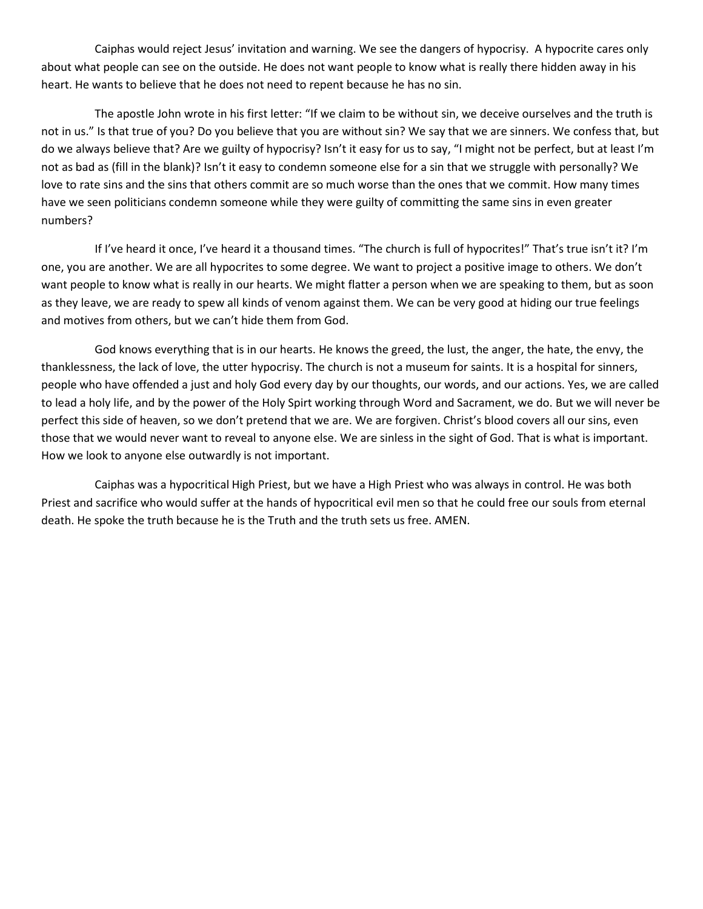Caiphas would reject Jesus' invitation and warning. We see the dangers of hypocrisy. A hypocrite cares only about what people can see on the outside. He does not want people to know what is really there hidden away in his heart. He wants to believe that he does not need to repent because he has no sin.

The apostle John wrote in his first letter: "If we claim to be without sin, we deceive ourselves and the truth is not in us." Is that true of you? Do you believe that you are without sin? We say that we are sinners. We confess that, but do we always believe that? Are we guilty of hypocrisy? Isn't it easy for us to say, "I might not be perfect, but at least I'm not as bad as (fill in the blank)? Isn't it easy to condemn someone else for a sin that we struggle with personally? We love to rate sins and the sins that others commit are so much worse than the ones that we commit. How many times have we seen politicians condemn someone while they were guilty of committing the same sins in even greater numbers?

If I've heard it once, I've heard it a thousand times. "The church is full of hypocrites!" That's true isn't it? I'm one, you are another. We are all hypocrites to some degree. We want to project a positive image to others. We don't want people to know what is really in our hearts. We might flatter a person when we are speaking to them, but as soon as they leave, we are ready to spew all kinds of venom against them. We can be very good at hiding our true feelings and motives from others, but we can't hide them from God.

God knows everything that is in our hearts. He knows the greed, the lust, the anger, the hate, the envy, the thanklessness, the lack of love, the utter hypocrisy. The church is not a museum for saints. It is a hospital for sinners, people who have offended a just and holy God every day by our thoughts, our words, and our actions. Yes, we are called to lead a holy life, and by the power of the Holy Spirt working through Word and Sacrament, we do. But we will never be perfect this side of heaven, so we don't pretend that we are. We are forgiven. Christ's blood covers all our sins, even those that we would never want to reveal to anyone else. We are sinless in the sight of God. That is what is important. How we look to anyone else outwardly is not important.

Caiphas was a hypocritical High Priest, but we have a High Priest who was always in control. He was both Priest and sacrifice who would suffer at the hands of hypocritical evil men so that he could free our souls from eternal death. He spoke the truth because he is the Truth and the truth sets us free. AMEN.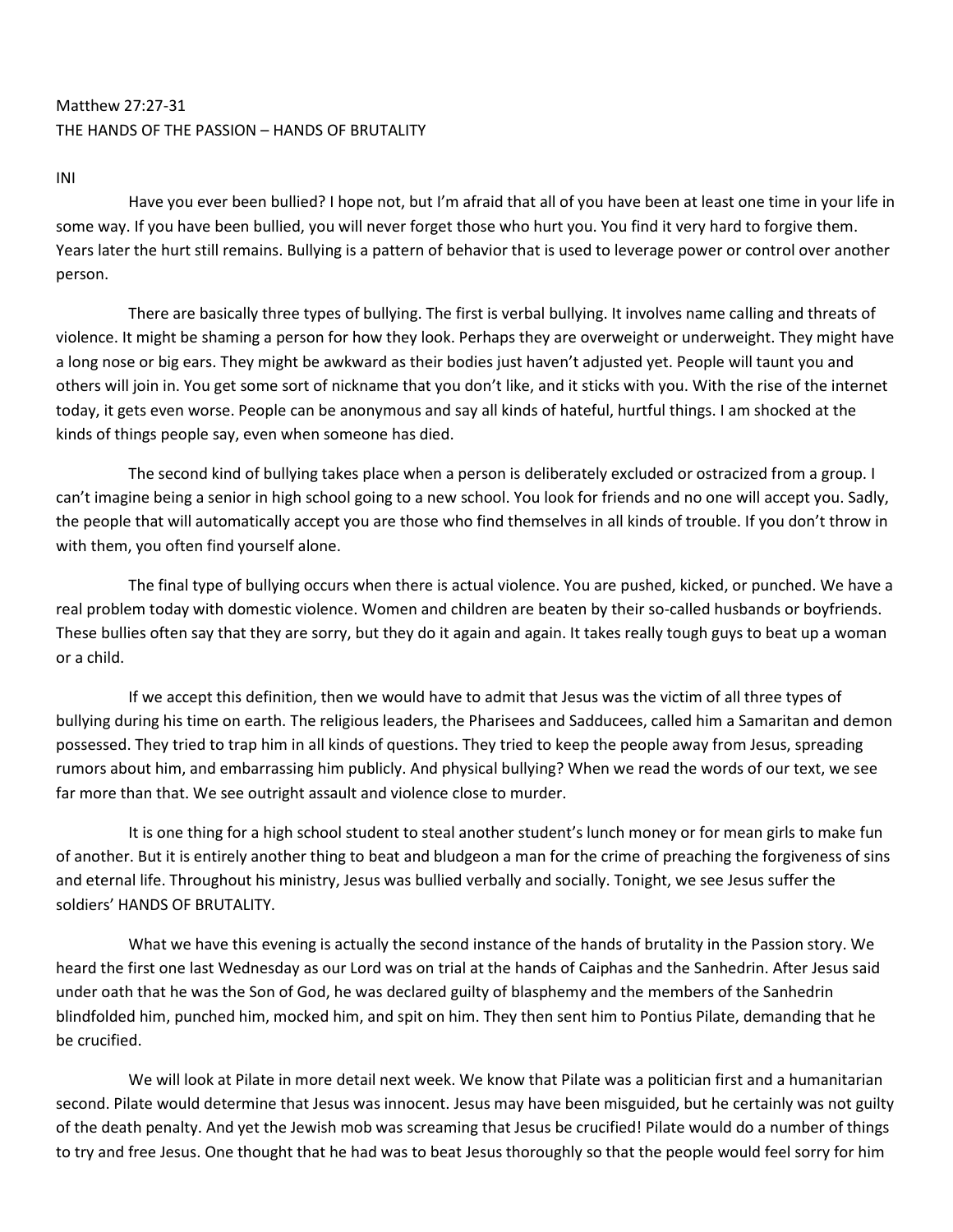Matthew 27:27-31
THE HANDS OF THE PASSION – HANDS OF BRUTALITY

INI

Have you ever been bullied? I hope not, but I'm afraid that all of you have been at least one time in your life in some way. If you have been bullied, you will never forget those who hurt you. You find it very hard to forgive them. Years later the hurt still remains. Bullying is a pattern of behavior that is used to leverage power or control over another person.

There are basically three types of bullying. The first is verbal bullying. It involves name calling and threats of violence. It might be shaming a person for how they look. Perhaps they are overweight or underweight. They might have a long nose or big ears. They might be awkward as their bodies just haven't adjusted yet. People will taunt you and others will join in. You get some sort of nickname that you don't like, and it sticks with you. With the rise of the internet today, it gets even worse. People can be anonymous and say all kinds of hateful, hurtful things. I am shocked at the kinds of things people say, even when someone has died.

The second kind of bullying takes place when a person is deliberately excluded or ostracized from a group. I can't imagine being a senior in high school going to a new school. You look for friends and no one will accept you. Sadly, the people that will automatically accept you are those who find themselves in all kinds of trouble. If you don't throw in with them, you often find yourself alone.

The final type of bullying occurs when there is actual violence. You are pushed, kicked, or punched. We have a real problem today with domestic violence. Women and children are beaten by their so-called husbands or boyfriends. These bullies often say that they are sorry, but they do it again and again. It takes really tough guys to beat up a woman or a child.

If we accept this definition, then we would have to admit that Jesus was the victim of all three types of bullying during his time on earth. The religious leaders, the Pharisees and Sadducees, called him a Samaritan and demon possessed. They tried to trap him in all kinds of questions. They tried to keep the people away from Jesus, spreading rumors about him, and embarrassing him publicly. And physical bullying? When we read the words of our text, we see far more than that. We see outright assault and violence close to murder.

It is one thing for a high school student to steal another student's lunch money or for mean girls to make fun of another. But it is entirely another thing to beat and bludgeon a man for the crime of preaching the forgiveness of sins and eternal life. Throughout his ministry, Jesus was bullied verbally and socially. Tonight, we see Jesus suffer the soldiers' HANDS OF BRUTALITY.

What we have this evening is actually the second instance of the hands of brutality in the Passion story. We heard the first one last Wednesday as our Lord was on trial at the hands of Caiphas and the Sanhedrin. After Jesus said under oath that he was the Son of God, he was declared guilty of blasphemy and the members of the Sanhedrin blindfolded him, punched him, mocked him, and spit on him. They then sent him to Pontius Pilate, demanding that he be crucified.

We will look at Pilate in more detail next week. We know that Pilate was a politician first and a humanitarian second. Pilate would determine that Jesus was innocent. Jesus may have been misguided, but he certainly was not guilty of the death penalty. And yet the Jewish mob was screaming that Jesus be crucified! Pilate would do a number of things to try and free Jesus. One thought that he had was to beat Jesus thoroughly so that the people would feel sorry for him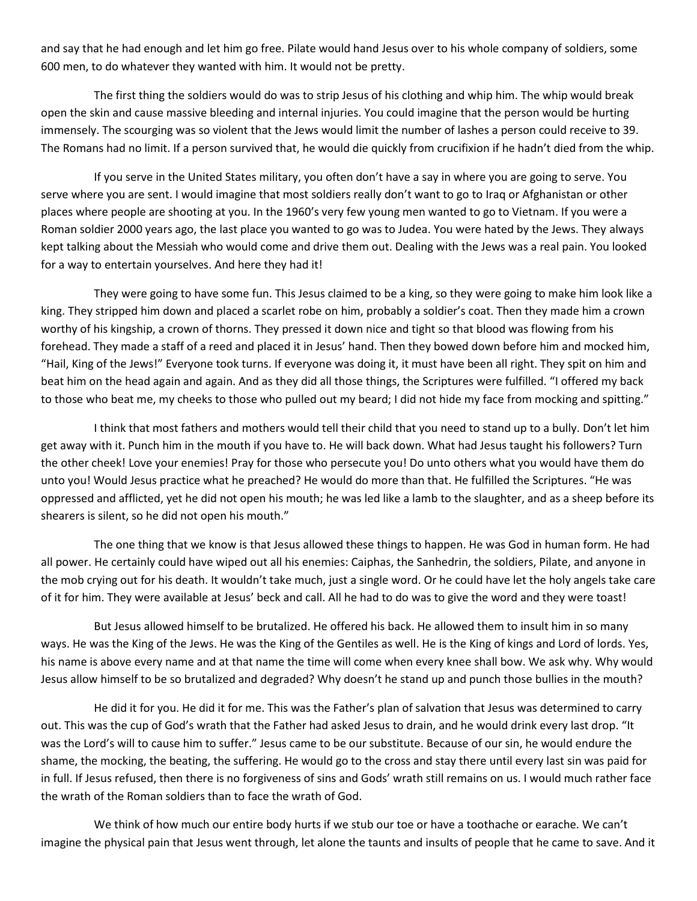and say that he had enough and let him go free. Pilate would hand Jesus over to his whole company of soldiers, some 600 men, to do whatever they wanted with him. It would not be pretty.

The first thing the soldiers would do was to strip Jesus of his clothing and whip him. The whip would break open the skin and cause massive bleeding and internal injuries. You could imagine that the person would be hurting immensely. The scourging was so violent that the Jews would limit the number of lashes a person could receive to 39. The Romans had no limit. If a person survived that, he would die quickly from crucifixion if he hadn't died from the whip.

If you serve in the United States military, you often don't have a say in where you are going to serve. You serve where you are sent. I would imagine that most soldiers really don't want to go to Iraq or Afghanistan or other places where people are shooting at you. In the 1960's very few young men wanted to go to Vietnam. If you were a Roman soldier 2000 years ago, the last place you wanted to go was to Judea. You were hated by the Jews. They always kept talking about the Messiah who would come and drive them out. Dealing with the Jews was a real pain. You looked for a way to entertain yourselves. And here they had it!

They were going to have some fun. This Jesus claimed to be a king, so they were going to make him look like a king. They stripped him down and placed a scarlet robe on him, probably a soldier's coat. Then they made him a crown worthy of his kingship, a crown of thorns. They pressed it down nice and tight so that blood was flowing from his forehead. They made a staff of a reed and placed it in Jesus' hand. Then they bowed down before him and mocked him, "Hail, King of the Jews!" Everyone took turns. If everyone was doing it, it must have been all right. They spit on him and beat him on the head again and again. And as they did all those things, the Scriptures were fulfilled. "I offered my back to those who beat me, my cheeks to those who pulled out my beard; I did not hide my face from mocking and spitting."

I think that most fathers and mothers would tell their child that you need to stand up to a bully. Don't let him get away with it. Punch him in the mouth if you have to. He will back down. What had Jesus taught his followers? Turn the other cheek! Love your enemies! Pray for those who persecute you! Do unto others what you would have them do unto you! Would Jesus practice what he preached? He would do more than that. He fulfilled the Scriptures. "He was oppressed and afflicted, yet he did not open his mouth; he was led like a lamb to the slaughter, and as a sheep before its shearers is silent, so he did not open his mouth."

The one thing that we know is that Jesus allowed these things to happen. He was God in human form. He had all power. He certainly could have wiped out all his enemies: Caiphas, the Sanhedrin, the soldiers, Pilate, and anyone in the mob crying out for his death. It wouldn't take much, just a single word. Or he could have let the holy angels take care of it for him. They were available at Jesus' beck and call. All he had to do was to give the word and they were toast!

But Jesus allowed himself to be brutalized. He offered his back. He allowed them to insult him in so many ways. He was the King of the Jews. He was the King of the Gentiles as well. He is the King of kings and Lord of lords. Yes, his name is above every name and at that name the time will come when every knee shall bow. We ask why. Why would Jesus allow himself to be so brutalized and degraded? Why doesn't he stand up and punch those bullies in the mouth?

He did it for you. He did it for me. This was the Father's plan of salvation that Jesus was determined to carry out. This was the cup of God's wrath that the Father had asked Jesus to drain, and he would drink every last drop. "It was the Lord's will to cause him to suffer." Jesus came to be our substitute. Because of our sin, he would endure the shame, the mocking, the beating, the suffering. He would go to the cross and stay there until every last sin was paid for in full. If Jesus refused, then there is no forgiveness of sins and Gods' wrath still remains on us. I would much rather face the wrath of the Roman soldiers than to face the wrath of God.

We think of how much our entire body hurts if we stub our toe or have a toothache or earache. We can't imagine the physical pain that Jesus went through, let alone the taunts and insults of people that he came to save. And it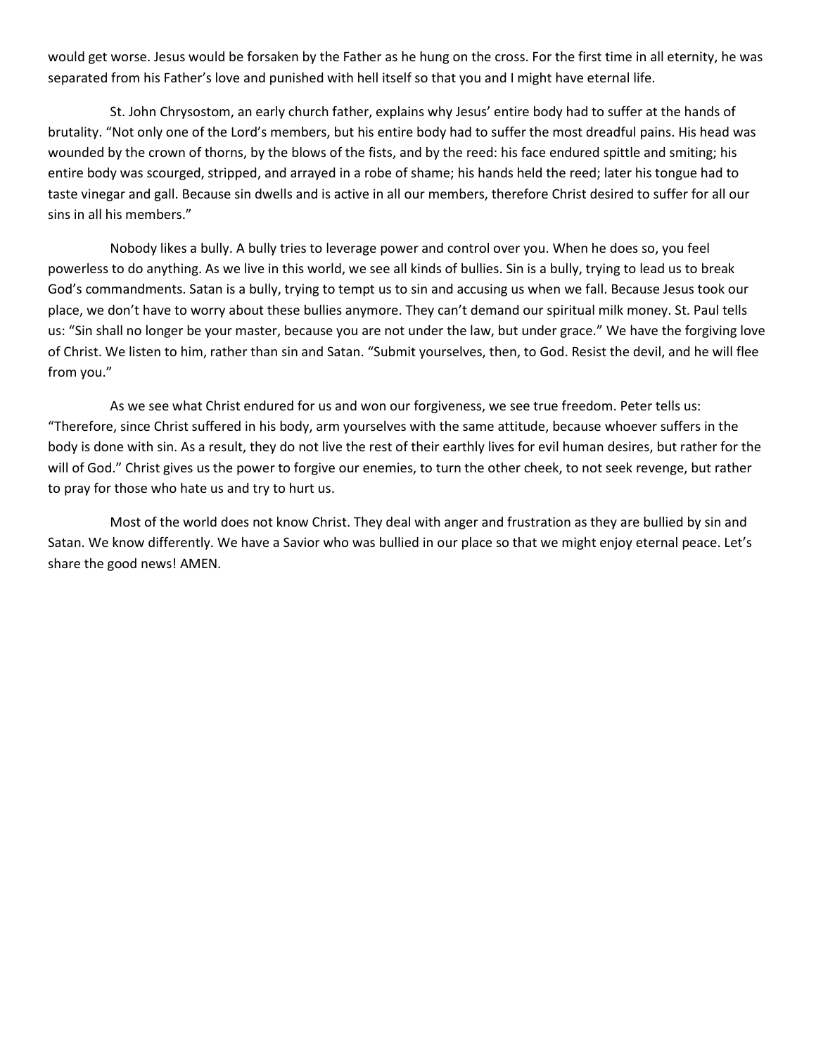would get worse. Jesus would be forsaken by the Father as he hung on the cross. For the first time in all eternity, he was separated from his Father's love and punished with hell itself so that you and I might have eternal life.

St. John Chrysostom, an early church father, explains why Jesus' entire body had to suffer at the hands of brutality. "Not only one of the Lord's members, but his entire body had to suffer the most dreadful pains. His head was wounded by the crown of thorns, by the blows of the fists, and by the reed: his face endured spittle and smiting; his entire body was scourged, stripped, and arrayed in a robe of shame; his hands held the reed; later his tongue had to taste vinegar and gall. Because sin dwells and is active in all our members, therefore Christ desired to suffer for all our sins in all his members."

Nobody likes a bully. A bully tries to leverage power and control over you. When he does so, you feel powerless to do anything. As we live in this world, we see all kinds of bullies. Sin is a bully, trying to lead us to break God's commandments. Satan is a bully, trying to tempt us to sin and accusing us when we fall. Because Jesus took our place, we don't have to worry about these bullies anymore. They can't demand our spiritual milk money. St. Paul tells us: "Sin shall no longer be your master, because you are not under the law, but under grace." We have the forgiving love of Christ. We listen to him, rather than sin and Satan. "Submit yourselves, then, to God. Resist the devil, and he will flee from you."

As we see what Christ endured for us and won our forgiveness, we see true freedom. Peter tells us: "Therefore, since Christ suffered in his body, arm yourselves with the same attitude, because whoever suffers in the body is done with sin. As a result, they do not live the rest of their earthly lives for evil human desires, but rather for the will of God." Christ gives us the power to forgive our enemies, to turn the other cheek, to not seek revenge, but rather to pray for those who hate us and try to hurt us.

Most of the world does not know Christ. They deal with anger and frustration as they are bullied by sin and Satan. We know differently. We have a Savior who was bullied in our place so that we might enjoy eternal peace. Let's share the good news! AMEN.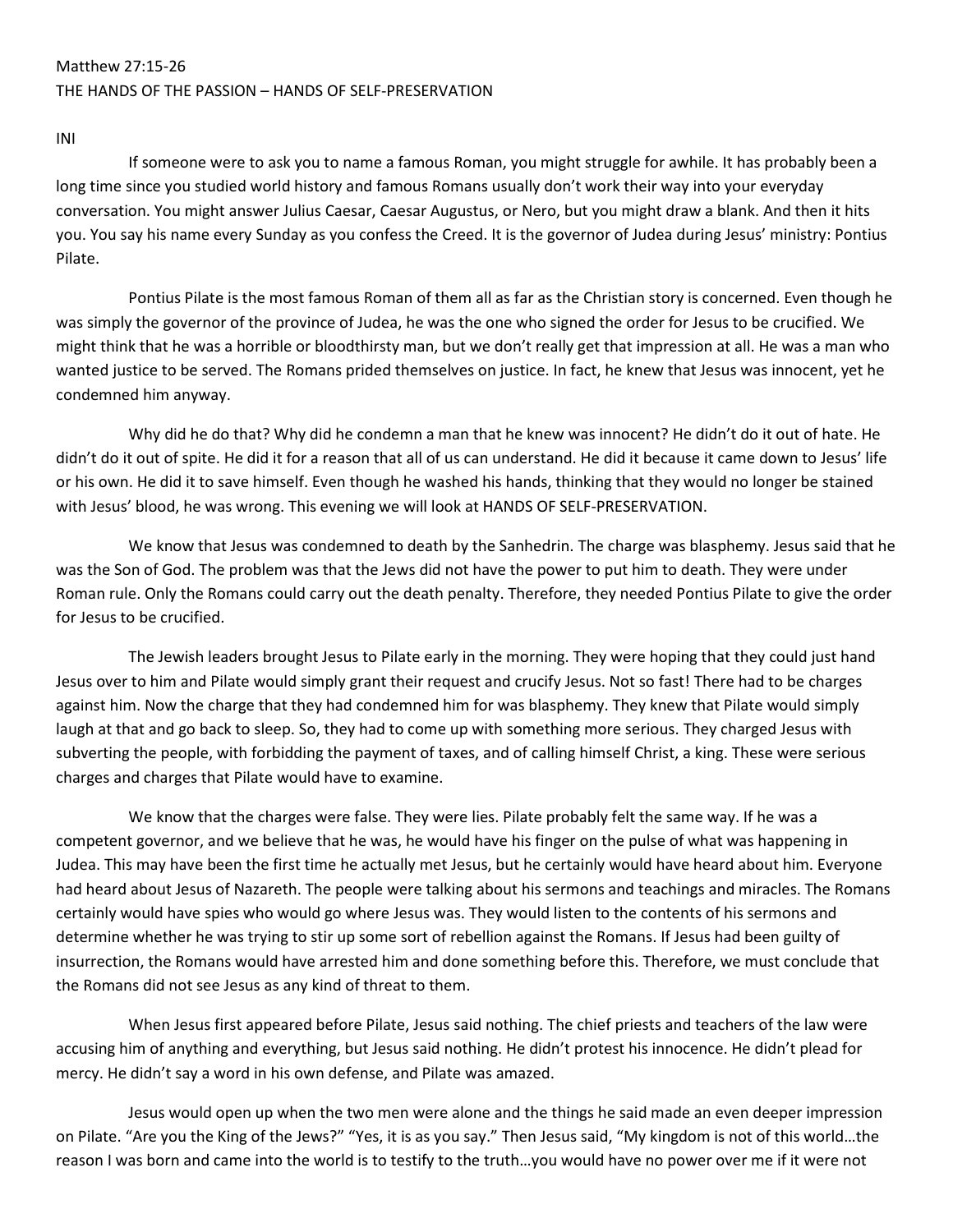Matthew 27:15-26

THE HANDS OF THE PASSION – HANDS OF SELF-PRESERVATION

INI

If someone were to ask you to name a famous Roman, you might struggle for awhile. It has probably been a long time since you studied world history and famous Romans usually don't work their way into your everyday conversation. You might answer Julius Caesar, Caesar Augustus, or Nero, but you might draw a blank. And then it hits you. You say his name every Sunday as you confess the Creed. It is the governor of Judea during Jesus' ministry: Pontius Pilate.

Pontius Pilate is the most famous Roman of them all as far as the Christian story is concerned. Even though he was simply the governor of the province of Judea, he was the one who signed the order for Jesus to be crucified. We might think that he was a horrible or bloodthirsty man, but we don't really get that impression at all. He was a man who wanted justice to be served. The Romans prided themselves on justice. In fact, he knew that Jesus was innocent, yet he condemned him anyway.

Why did he do that? Why did he condemn a man that he knew was innocent? He didn't do it out of hate. He didn't do it out of spite. He did it for a reason that all of us can understand. He did it because it came down to Jesus' life or his own. He did it to save himself. Even though he washed his hands, thinking that they would no longer be stained with Jesus' blood, he was wrong. This evening we will look at HANDS OF SELF-PRESERVATION.

We know that Jesus was condemned to death by the Sanhedrin. The charge was blasphemy. Jesus said that he was the Son of God. The problem was that the Jews did not have the power to put him to death. They were under Roman rule. Only the Romans could carry out the death penalty. Therefore, they needed Pontius Pilate to give the order for Jesus to be crucified.

The Jewish leaders brought Jesus to Pilate early in the morning. They were hoping that they could just hand Jesus over to him and Pilate would simply grant their request and crucify Jesus. Not so fast! There had to be charges against him. Now the charge that they had condemned him for was blasphemy. They knew that Pilate would simply laugh at that and go back to sleep. So, they had to come up with something more serious. They charged Jesus with subverting the people, with forbidding the payment of taxes, and of calling himself Christ, a king. These were serious charges and charges that Pilate would have to examine.

We know that the charges were false. They were lies. Pilate probably felt the same way. If he was a competent governor, and we believe that he was, he would have his finger on the pulse of what was happening in Judea. This may have been the first time he actually met Jesus, but he certainly would have heard about him. Everyone had heard about Jesus of Nazareth. The people were talking about his sermons and teachings and miracles. The Romans certainly would have spies who would go where Jesus was. They would listen to the contents of his sermons and determine whether he was trying to stir up some sort of rebellion against the Romans. If Jesus had been guilty of insurrection, the Romans would have arrested him and done something before this. Therefore, we must conclude that the Romans did not see Jesus as any kind of threat to them.

When Jesus first appeared before Pilate, Jesus said nothing. The chief priests and teachers of the law were accusing him of anything and everything, but Jesus said nothing. He didn't protest his innocence. He didn't plead for mercy. He didn't say a word in his own defense, and Pilate was amazed.

Jesus would open up when the two men were alone and the things he said made an even deeper impression on Pilate. "Are you the King of the Jews?" "Yes, it is as you say." Then Jesus said, "My kingdom is not of this world…the reason I was born and came into the world is to testify to the truth…you would have no power over me if it were not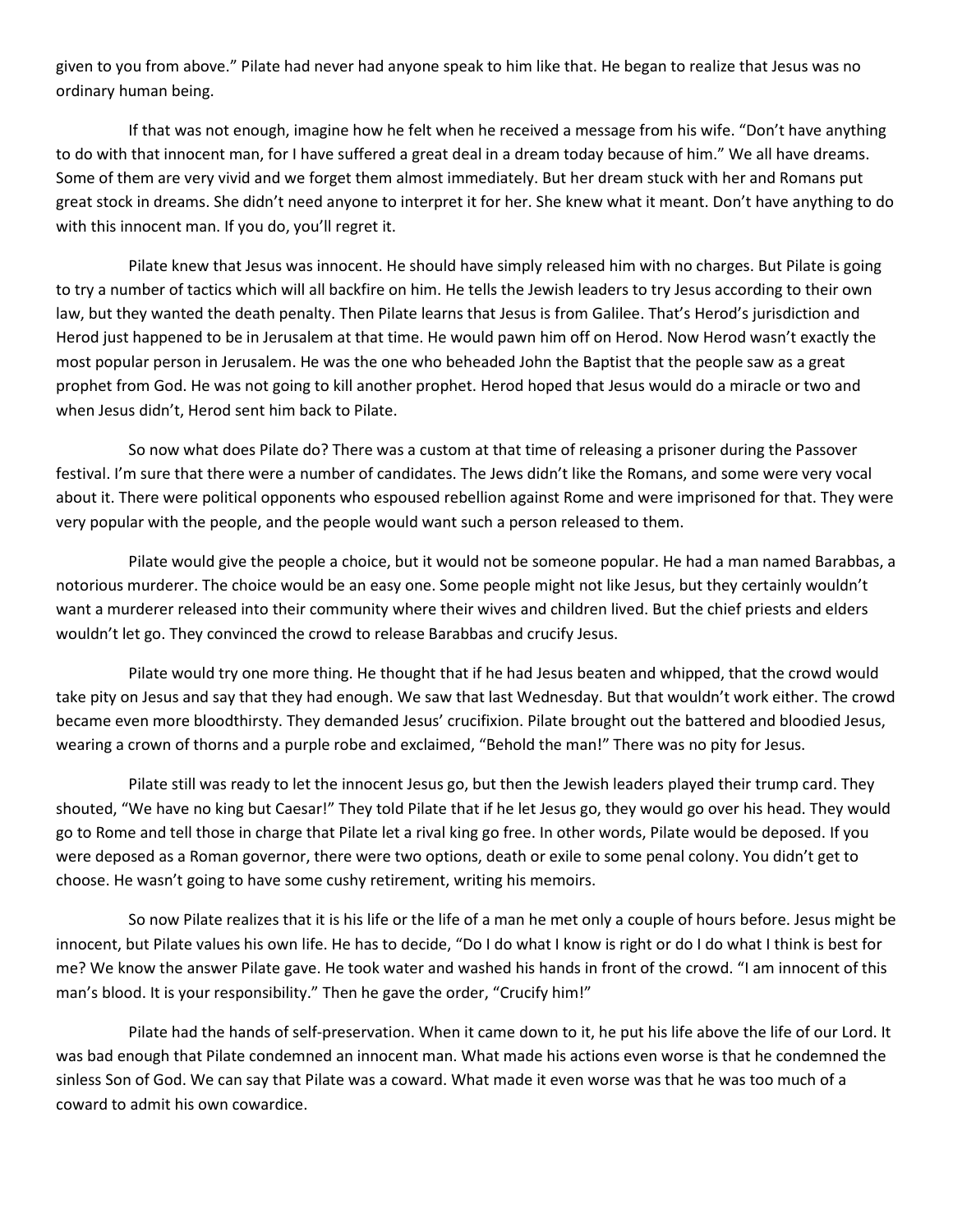given to you from above." Pilate had never had anyone speak to him like that. He began to realize that Jesus was no ordinary human being.

If that was not enough, imagine how he felt when he received a message from his wife. "Don't have anything to do with that innocent man, for I have suffered a great deal in a dream today because of him." We all have dreams. Some of them are very vivid and we forget them almost immediately. But her dream stuck with her and Romans put great stock in dreams. She didn't need anyone to interpret it for her. She knew what it meant. Don't have anything to do with this innocent man. If you do, you'll regret it.

Pilate knew that Jesus was innocent. He should have simply released him with no charges. But Pilate is going to try a number of tactics which will all backfire on him. He tells the Jewish leaders to try Jesus according to their own law, but they wanted the death penalty. Then Pilate learns that Jesus is from Galilee. That's Herod's jurisdiction and Herod just happened to be in Jerusalem at that time. He would pawn him off on Herod. Now Herod wasn't exactly the most popular person in Jerusalem. He was the one who beheaded John the Baptist that the people saw as a great prophet from God. He was not going to kill another prophet. Herod hoped that Jesus would do a miracle or two and when Jesus didn't, Herod sent him back to Pilate.

So now what does Pilate do? There was a custom at that time of releasing a prisoner during the Passover festival. I'm sure that there were a number of candidates. The Jews didn't like the Romans, and some were very vocal about it. There were political opponents who espoused rebellion against Rome and were imprisoned for that. They were very popular with the people, and the people would want such a person released to them.

Pilate would give the people a choice, but it would not be someone popular. He had a man named Barabbas, a notorious murderer. The choice would be an easy one. Some people might not like Jesus, but they certainly wouldn't want a murderer released into their community where their wives and children lived. But the chief priests and elders wouldn't let go. They convinced the crowd to release Barabbas and crucify Jesus.

Pilate would try one more thing. He thought that if he had Jesus beaten and whipped, that the crowd would take pity on Jesus and say that they had enough. We saw that last Wednesday. But that wouldn't work either. The crowd became even more bloodthirsty. They demanded Jesus' crucifixion. Pilate brought out the battered and bloodied Jesus, wearing a crown of thorns and a purple robe and exclaimed, "Behold the man!" There was no pity for Jesus.

Pilate still was ready to let the innocent Jesus go, but then the Jewish leaders played their trump card. They shouted, "We have no king but Caesar!" They told Pilate that if he let Jesus go, they would go over his head. They would go to Rome and tell those in charge that Pilate let a rival king go free. In other words, Pilate would be deposed. If you were deposed as a Roman governor, there were two options, death or exile to some penal colony. You didn't get to choose. He wasn't going to have some cushy retirement, writing his memoirs.

So now Pilate realizes that it is his life or the life of a man he met only a couple of hours before. Jesus might be innocent, but Pilate values his own life. He has to decide, "Do I do what I know is right or do I do what I think is best for me? We know the answer Pilate gave. He took water and washed his hands in front of the crowd. "I am innocent of this man's blood. It is your responsibility." Then he gave the order, "Crucify him!"

Pilate had the hands of self-preservation. When it came down to it, he put his life above the life of our Lord. It was bad enough that Pilate condemned an innocent man. What made his actions even worse is that he condemned the sinless Son of God. We can say that Pilate was a coward. What made it even worse was that he was too much of a coward to admit his own cowardice.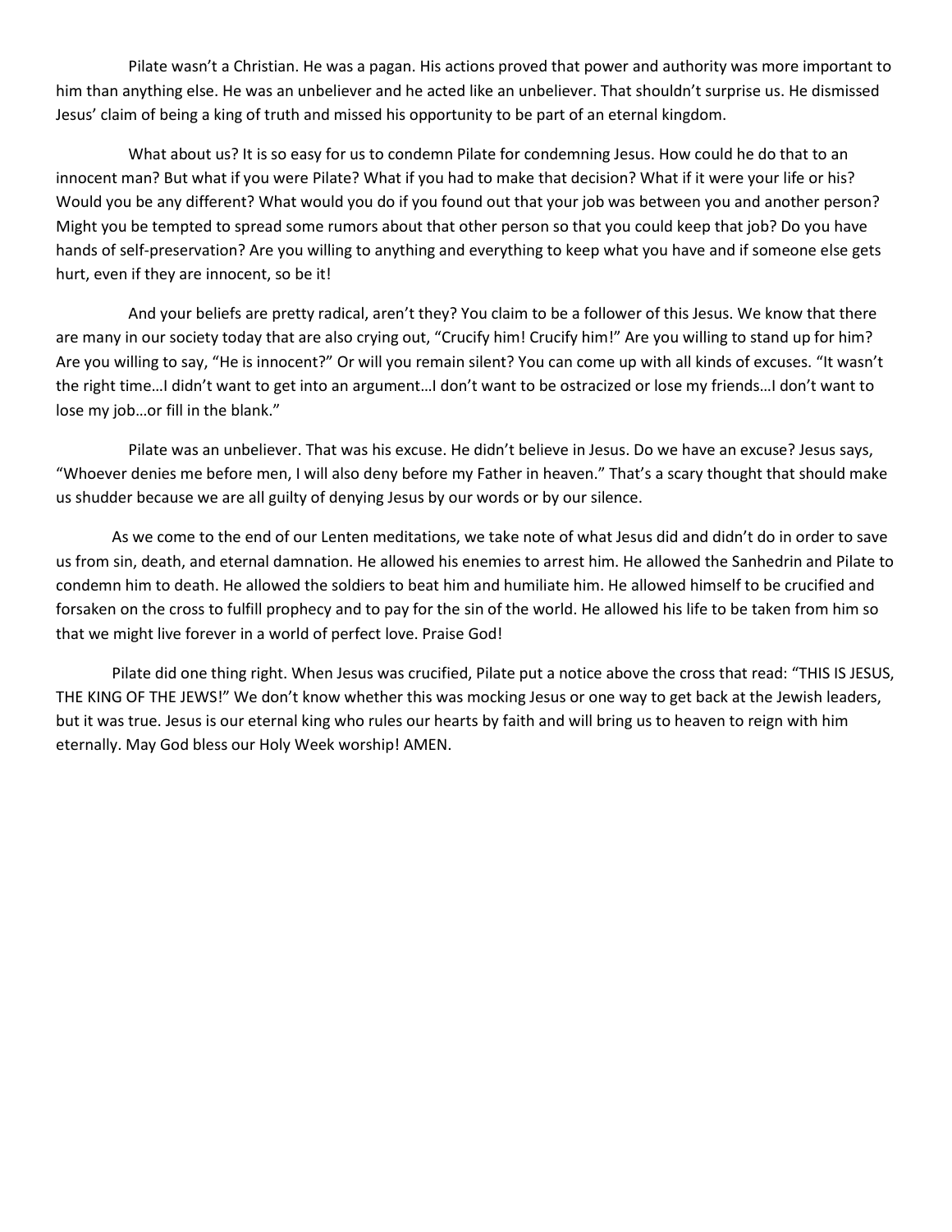Pilate wasn't a Christian. He was a pagan. His actions proved that power and authority was more important to him than anything else. He was an unbeliever and he acted like an unbeliever. That shouldn't surprise us. He dismissed Jesus' claim of being a king of truth and missed his opportunity to be part of an eternal kingdom.

What about us? It is so easy for us to condemn Pilate for condemning Jesus. How could he do that to an innocent man? But what if you were Pilate? What if you had to make that decision? What if it were your life or his? Would you be any different? What would you do if you found out that your job was between you and another person? Might you be tempted to spread some rumors about that other person so that you could keep that job? Do you have hands of self-preservation? Are you willing to anything and everything to keep what you have and if someone else gets hurt, even if they are innocent, so be it!

And your beliefs are pretty radical, aren't they? You claim to be a follower of this Jesus. We know that there are many in our society today that are also crying out, "Crucify him! Crucify him!" Are you willing to stand up for him? Are you willing to say, "He is innocent?" Or will you remain silent? You can come up with all kinds of excuses. "It wasn't the right time…I didn't want to get into an argument…I don't want to be ostracized or lose my friends…I don't want to lose my job…or fill in the blank."

Pilate was an unbeliever. That was his excuse. He didn't believe in Jesus. Do we have an excuse? Jesus says, "Whoever denies me before men, I will also deny before my Father in heaven." That's a scary thought that should make us shudder because we are all guilty of denying Jesus by our words or by our silence.

As we come to the end of our Lenten meditations, we take note of what Jesus did and didn't do in order to save us from sin, death, and eternal damnation. He allowed his enemies to arrest him. He allowed the Sanhedrin and Pilate to condemn him to death. He allowed the soldiers to beat him and humiliate him. He allowed himself to be crucified and forsaken on the cross to fulfill prophecy and to pay for the sin of the world. He allowed his life to be taken from him so that we might live forever in a world of perfect love. Praise God!

Pilate did one thing right. When Jesus was crucified, Pilate put a notice above the cross that read: "THIS IS JESUS, THE KING OF THE JEWS!" We don't know whether this was mocking Jesus or one way to get back at the Jewish leaders, but it was true. Jesus is our eternal king who rules our hearts by faith and will bring us to heaven to reign with him eternally. May God bless our Holy Week worship! AMEN.